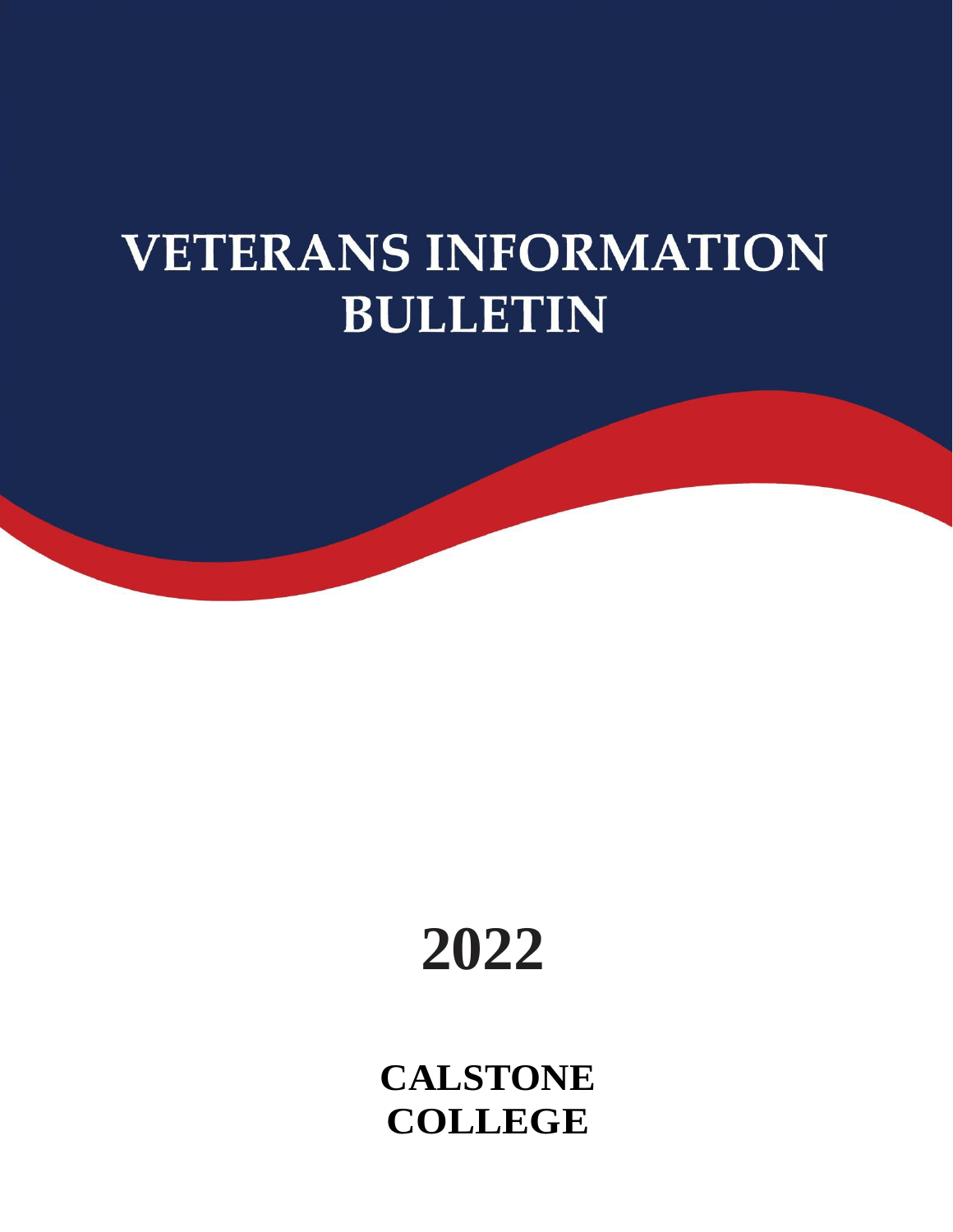# VETERANS INFORMATION BULLETIN

# 2022

**CALSTONE COLLEGE**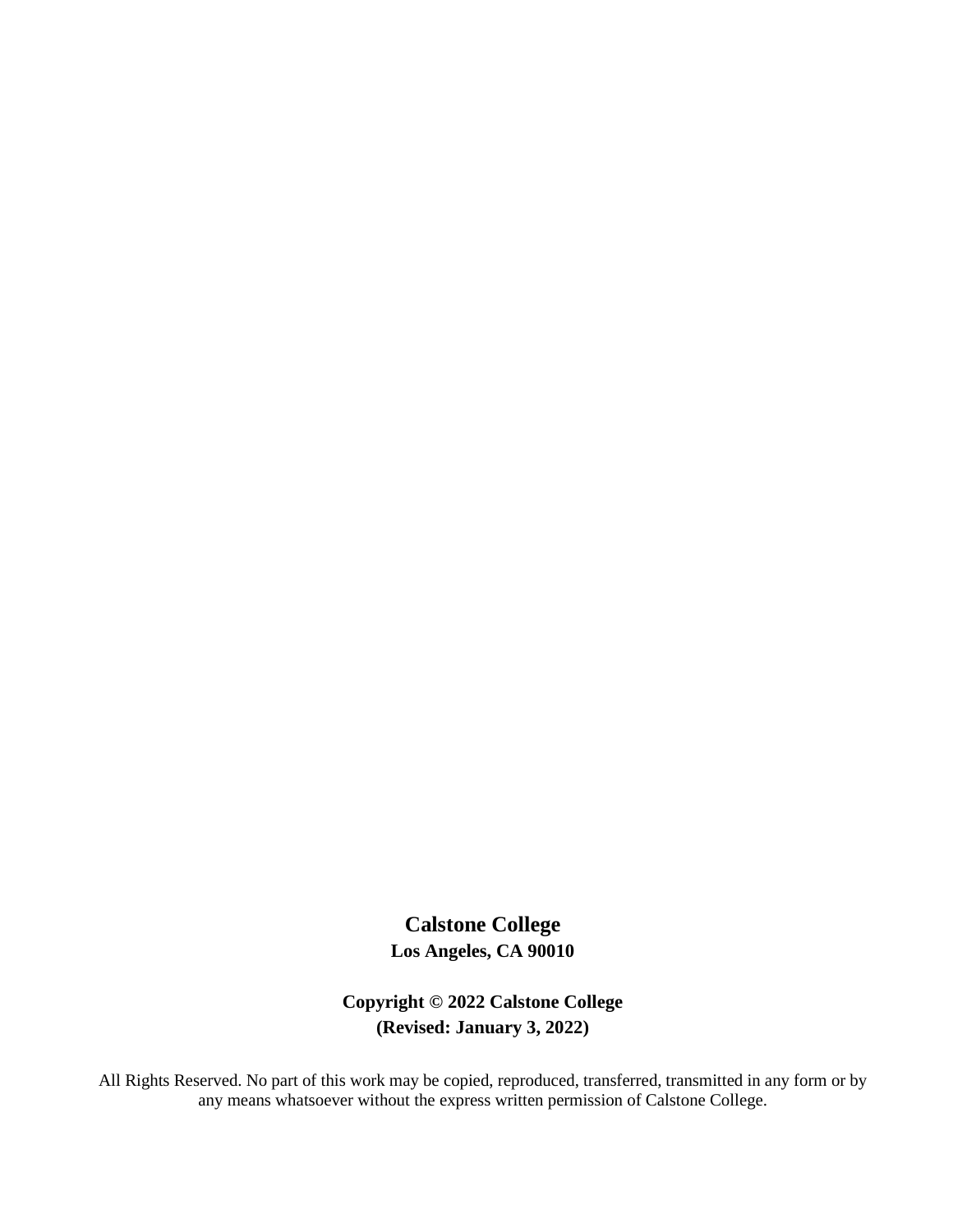**Calstone College**

**Los Angeles, CA 90010**

**Copyright © 2022 Calstone College**

**(Revised: January 3, 2022)**

All Rights Reserved. No part of this work may be copied, reproduced, transferred, transmitted in any form or by any means whatsoever without the express written permission of Calstone College.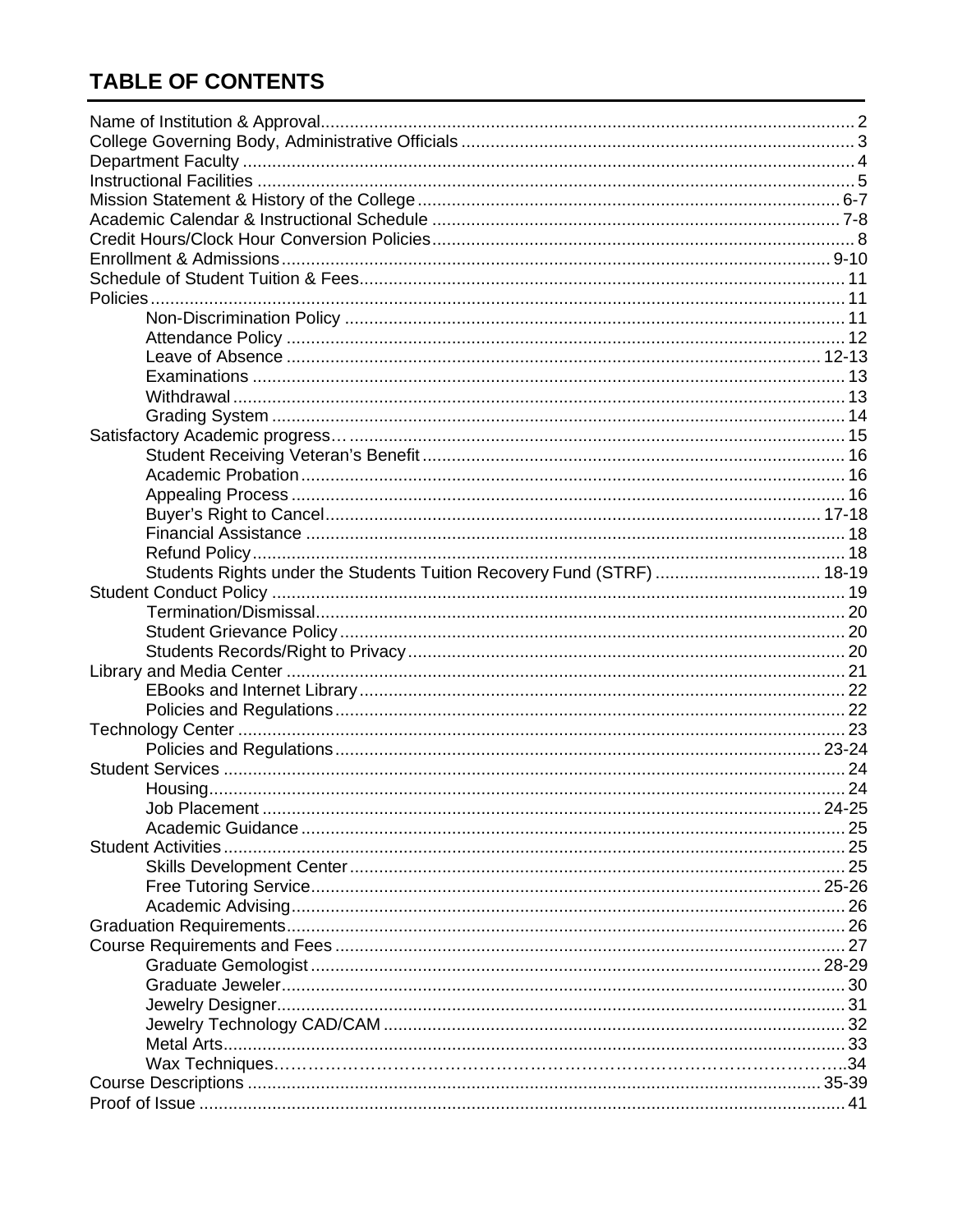# TABLE OF CONTENTS

| | |
|---|---|
| Name of Institution & Approval | 2 |
| College Governing Body, Administrative Officials | 3 |
| Department Faculty | 4 |
| Instructional Facilities | 5 |
| Mission Statement & History of the College | 6-7 |
| Academic Calendar & Instructional Schedule | 7-8 |
| Credit Hours/Clock Hour Conversion Policies | 8 |
| Enrollment & Admissions | 9-10 |
| Schedule of Student Tuition & Fees | 11 |
| Policies | 11 |
| Non-Discrimination Policy | 11 |
| Attendance Policy | 12 |
| Leave of Absence | 12-13 |
| Examinations | 13 |
| Withdrawal | 13 |
| Grading System | 14 |
| Satisfactory Academic progress… | 15 |
| Student Receiving Veteran's Benefit | 16 |
| Academic Probation | 16 |
| Appealing Process | 16 |
| Buyer's Right to Cancel | 17-18 |
| Financial Assistance | 18 |
| Refund Policy | 18 |
| Students Rights under the Students Tuition Recovery Fund (STRF) | 18-19 |
| Student Conduct Policy | 19 |
| Termination/Dismissal | 20 |
| Student Grievance Policy | 20 |
| Students Records/Right to Privacy | 20 |
| Library and Media Center | 21 |
| EBooks and Internet Library | 22 |
| Policies and Regulations | 22 |
| Technology Center | 23 |
| Policies and Regulations | 23-24 |
| Student Services | 24 |
| Housing | 24 |
| Job Placement | 24-25 |
| Academic Guidance | 25 |
| Student Activities | 25 |
| Skills Development Center | 25 |
| Free Tutoring Service | 25-26 |
| Academic Advising | 26 |
| Graduation Requirements | 26 |
| Course Requirements and Fees | 27 |
| Graduate Gemologist | 28-29 |
| Graduate Jeweler | 30 |
| Jewelry Designer | 31 |
| Jewelry Technology CAD/CAM | 32 |
| Metal Arts | 33 |
| Wax Techniques | 34 |
| Course Descriptions | 35-39 |
| Proof of Issue | 41 |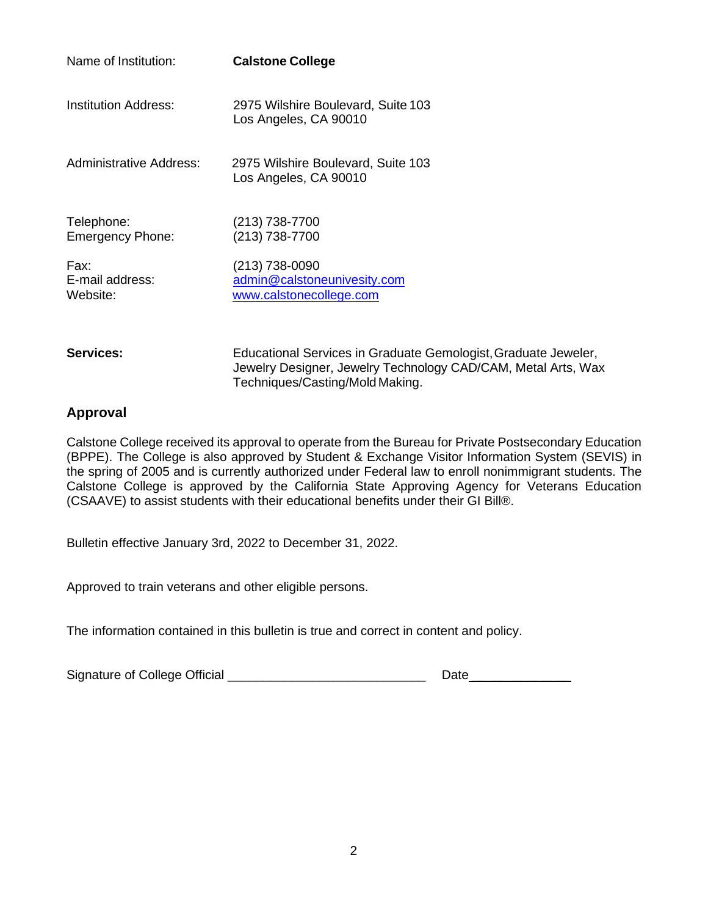| | |
|---|---|
| Name of Institution: | **Calstone College** |
| Institution Address: | 2975 Wilshire Boulevard, Suite 103<br>Los Angeles, CA 90010 |
| Administrative Address: | 2975 Wilshire Boulevard, Suite 103<br>Los Angeles, CA 90010 |
| Telephone: | (213) 738-7700 |
| Emergency Phone: | (213) 738-7700 |
| Fax: | (213) 738-0090 |
| E-mail address: | admin@calstoneunivesity.com |
| Website: | www.calstonecollege.com |
| **Services:** | Educational Services in Graduate Gemologist, Graduate Jeweler, Jewelry Designer, Jewelry Technology CAD/CAM, Metal Arts, Wax Techniques/Casting/Mold Making. |

## Approval

Calstone College received its approval to operate from the Bureau for Private Postsecondary Education (BPPE). The College is also approved by Student & Exchange Visitor Information System (SEVIS) in the spring of 2005 and is currently authorized under Federal law to enroll nonimmigrant students. The Calstone College is approved by the California State Approving Agency for Veterans Education (CSAAVE) to assist students with their educational benefits under their GI Bill®.

Bulletin effective January 3rd, 2022 to December 31, 2022.

Approved to train veterans and other eligible persons.

The information contained in this bulletin is true and correct in content and policy.

Signature of College Official ___________________________ Date_______________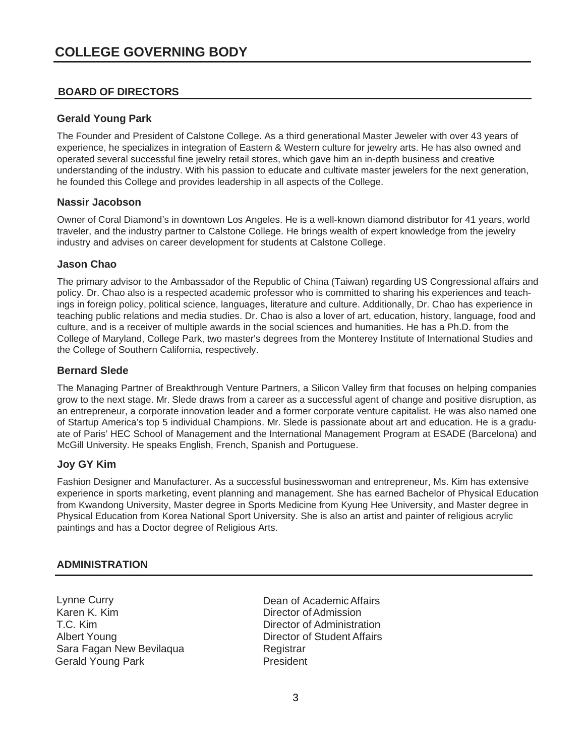# COLLEGE GOVERNING BODY

## BOARD OF DIRECTORS

### Gerald Young Park

The Founder and President of Calstone College. As a third generational Master Jeweler with over 43 years of experience, he specializes in integration of Eastern & Western culture for jewelry arts. He has also owned and operated several successful fine jewelry retail stores, which gave him an in-depth business and creative understanding of the industry. With his passion to educate and cultivate master jewelers for the next generation, he founded this College and provides leadership in all aspects of the College.

### Nassir Jacobson

Owner of Coral Diamond's in downtown Los Angeles. He is a well-known diamond distributor for 41 years, world traveler, and the industry partner to Calstone College. He brings wealth of expert knowledge from the jewelry industry and advises on career development for students at Calstone College.

### Jason Chao

The primary advisor to the Ambassador of the Republic of China (Taiwan) regarding US Congressional affairs and policy. Dr. Chao also is a respected academic professor who is committed to sharing his experiences and teachings in foreign policy, political science, languages, literature and culture. Additionally, Dr. Chao has experience in teaching public relations and media studies. Dr. Chao is also a lover of art, education, history, language, food and culture, and is a receiver of multiple awards in the social sciences and humanities. He has a Ph.D. from the College of Maryland, College Park, two master's degrees from the Monterey Institute of International Studies and the College of Southern California, respectively.

### Bernard Slede

The Managing Partner of Breakthrough Venture Partners, a Silicon Valley firm that focuses on helping companies grow to the next stage. Mr. Slede draws from a career as a successful agent of change and positive disruption, as an entrepreneur, a corporate innovation leader and a former corporate venture capitalist. He was also named one of Startup America's top 5 individual Champions. Mr. Slede is passionate about art and education. He is a graduate of Paris' HEC School of Management and the International Management Program at ESADE (Barcelona) and McGill University. He speaks English, French, Spanish and Portuguese.

### Joy GY Kim

Fashion Designer and Manufacturer. As a successful businesswoman and entrepreneur, Ms. Kim has extensive experience in sports marketing, event planning and management. She has earned Bachelor of Physical Education from Kwandong University, Master degree in Sports Medicine from Kyung Hee University, and Master degree in Physical Education from Korea National Sport University. She is also an artist and painter of religious acrylic paintings and has a Doctor degree of Religious Arts.

## ADMINISTRATION

| | |
|---|---|
| Lynne Curry | Dean of Academic Affairs |
| Karen K. Kim | Director of Admission |
| T.C. Kim | Director of Administration |
| Albert Young | Director of Student Affairs |
| Sara Fagan New Bevilaqua | Registrar |
| Gerald Young Park | President |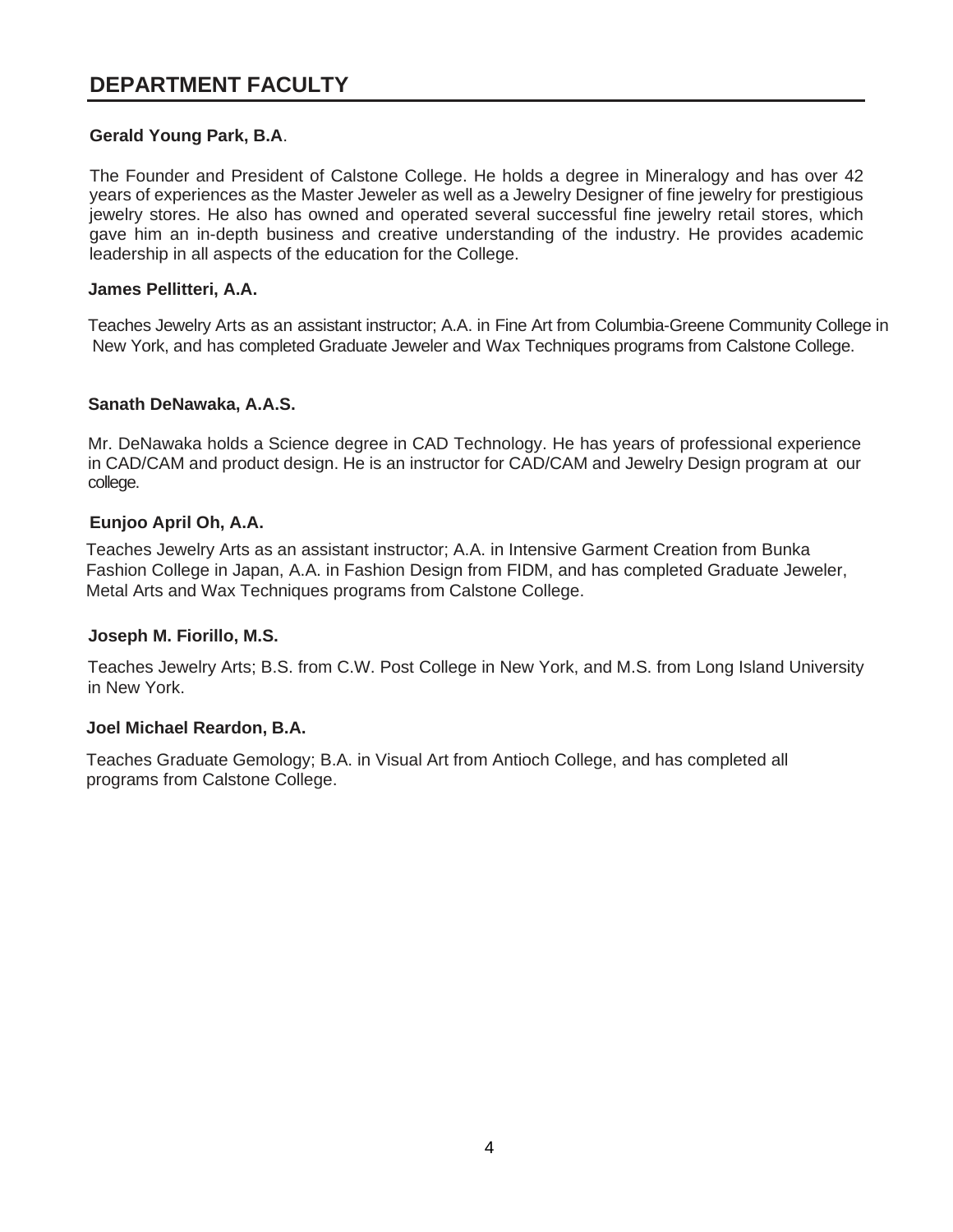## DEPARTMENT FACULTY

**Gerald Young Park, B.A**.

The Founder and President of Calstone College. He holds a degree in Mineralogy and has over 42 years of experiences as the Master Jeweler as well as a Jewelry Designer of fine jewelry for prestigious jewelry stores. He also has owned and operated several successful fine jewelry retail stores, which gave him an in-depth business and creative understanding of the industry. He provides academic leadership in all aspects of the education for the College.

**James Pellitteri, A.A.**

Teaches Jewelry Arts as an assistant instructor; A.A. in Fine Art from Columbia-Greene Community College in New York, and has completed Graduate Jeweler and Wax Techniques programs from Calstone College.

**Sanath DeNawaka, A.A.S.**

Mr. DeNawaka holds a Science degree in CAD Technology. He has years of professional experience in CAD/CAM and product design. He is an instructor for CAD/CAM and Jewelry Design program at our college.

**Eunjoo April Oh, A.A.**

Teaches Jewelry Arts as an assistant instructor; A.A. in Intensive Garment Creation from Bunka Fashion College in Japan, A.A. in Fashion Design from FIDM, and has completed Graduate Jeweler, Metal Arts and Wax Techniques programs from Calstone College.

**Joseph M. Fiorillo, M.S.**

Teaches Jewelry Arts; B.S. from C.W. Post College in New York, and M.S. from Long Island University in New York.

**Joel Michael Reardon, B.A.**

Teaches Graduate Gemology; B.A. in Visual Art from Antioch College, and has completed all programs from Calstone College.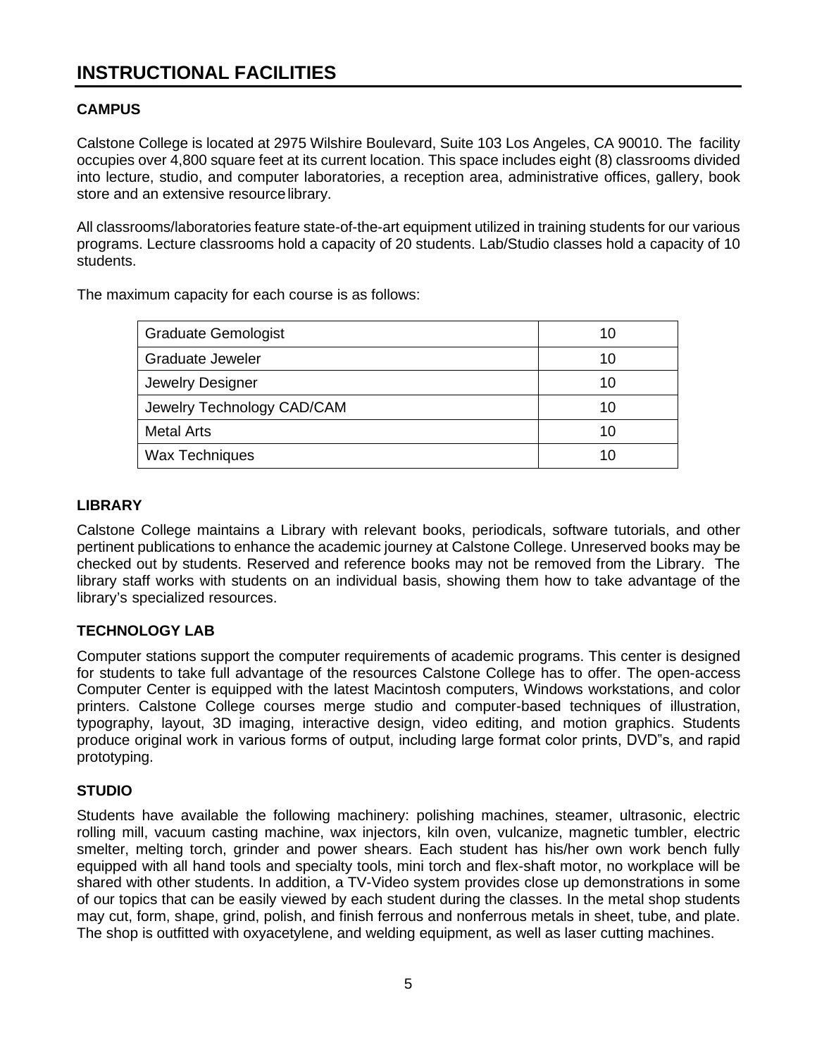# INSTRUCTIONAL FACILITIES

## CAMPUS

Calstone College is located at 2975 Wilshire Boulevard, Suite 103 Los Angeles, CA 90010. The facility occupies over 4,800 square feet at its current location. This space includes eight (8) classrooms divided into lecture, studio, and computer laboratories, a reception area, administrative offices, gallery, book store and an extensive resource library.

All classrooms/laboratories feature state-of-the-art equipment utilized in training students for our various programs. Lecture classrooms hold a capacity of 20 students. Lab/Studio classes hold a capacity of 10 students.

The maximum capacity for each course is as follows:

| | |
|---|---|
| Graduate Gemologist | 10 |
| Graduate Jeweler | 10 |
| Jewelry Designer | 10 |
| Jewelry Technology CAD/CAM | 10 |
| Metal Arts | 10 |
| Wax Techniques | 10 |

## LIBRARY

Calstone College maintains a Library with relevant books, periodicals, software tutorials, and other pertinent publications to enhance the academic journey at Calstone College. Unreserved books may be checked out by students. Reserved and reference books may not be removed from the Library. The library staff works with students on an individual basis, showing them how to take advantage of the library's specialized resources.

## TECHNOLOGY LAB

Computer stations support the computer requirements of academic programs. This center is designed for students to take full advantage of the resources Calstone College has to offer. The open-access Computer Center is equipped with the latest Macintosh computers, Windows workstations, and color printers. Calstone College courses merge studio and computer-based techniques of illustration, typography, layout, 3D imaging, interactive design, video editing, and motion graphics. Students produce original work in various forms of output, including large format color prints, DVD"s, and rapid prototyping.

## STUDIO

Students have available the following machinery: polishing machines, steamer, ultrasonic, electric rolling mill, vacuum casting machine, wax injectors, kiln oven, vulcanize, magnetic tumbler, electric smelter, melting torch, grinder and power shears. Each student has his/her own work bench fully equipped with all hand tools and specialty tools, mini torch and flex-shaft motor, no workplace will be shared with other students. In addition, a TV-Video system provides close up demonstrations in some of our topics that can be easily viewed by each student during the classes. In the metal shop students may cut, form, shape, grind, polish, and finish ferrous and nonferrous metals in sheet, tube, and plate. The shop is outfitted with oxyacetylene, and welding equipment, as well as laser cutting machines.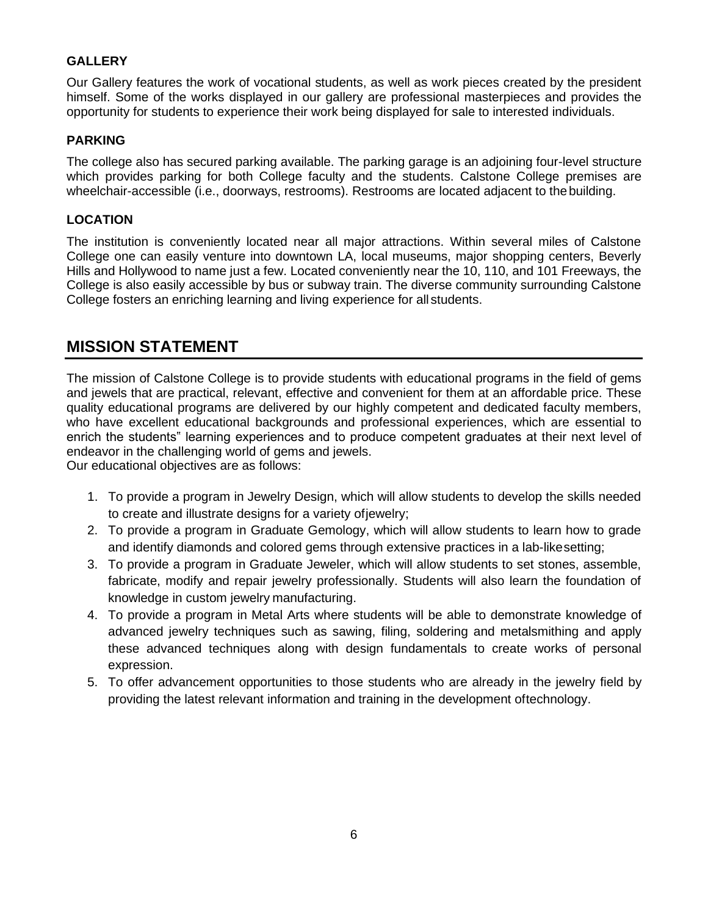### GALLERY

Our Gallery features the work of vocational students, as well as work pieces created by the president himself. Some of the works displayed in our gallery are professional masterpieces and provides the opportunity for students to experience their work being displayed for sale to interested individuals.

### PARKING

The college also has secured parking available. The parking garage is an adjoining four-level structure which provides parking for both College faculty and the students. Calstone College premises are wheelchair-accessible (i.e., doorways, restrooms). Restrooms are located adjacent to the building.

### LOCATION

The institution is conveniently located near all major attractions. Within several miles of Calstone College one can easily venture into downtown LA, local museums, major shopping centers, Beverly Hills and Hollywood to name just a few. Located conveniently near the 10, 110, and 101 Freeways, the College is also easily accessible by bus or subway train. The diverse community surrounding Calstone College fosters an enriching learning and living experience for all students.

## MISSION STATEMENT

The mission of Calstone College is to provide students with educational programs in the field of gems and jewels that are practical, relevant, effective and convenient for them at an affordable price. These quality educational programs are delivered by our highly competent and dedicated faculty members, who have excellent educational backgrounds and professional experiences, which are essential to enrich the students" learning experiences and to produce competent graduates at their next level of endeavor in the challenging world of gems and jewels.
Our educational objectives are as follows:

1. To provide a program in Jewelry Design, which will allow students to develop the skills needed to create and illustrate designs for a variety of jewelry;
2. To provide a program in Graduate Gemology, which will allow students to learn how to grade and identify diamonds and colored gems through extensive practices in a lab-like setting;
3. To provide a program in Graduate Jeweler, which will allow students to set stones, assemble, fabricate, modify and repair jewelry professionally. Students will also learn the foundation of knowledge in custom jewelry manufacturing.
4. To provide a program in Metal Arts where students will be able to demonstrate knowledge of advanced jewelry techniques such as sawing, filing, soldering and metalsmithing and apply these advanced techniques along with design fundamentals to create works of personal expression.
5. To offer advancement opportunities to those students who are already in the jewelry field by providing the latest relevant information and training in the development of technology.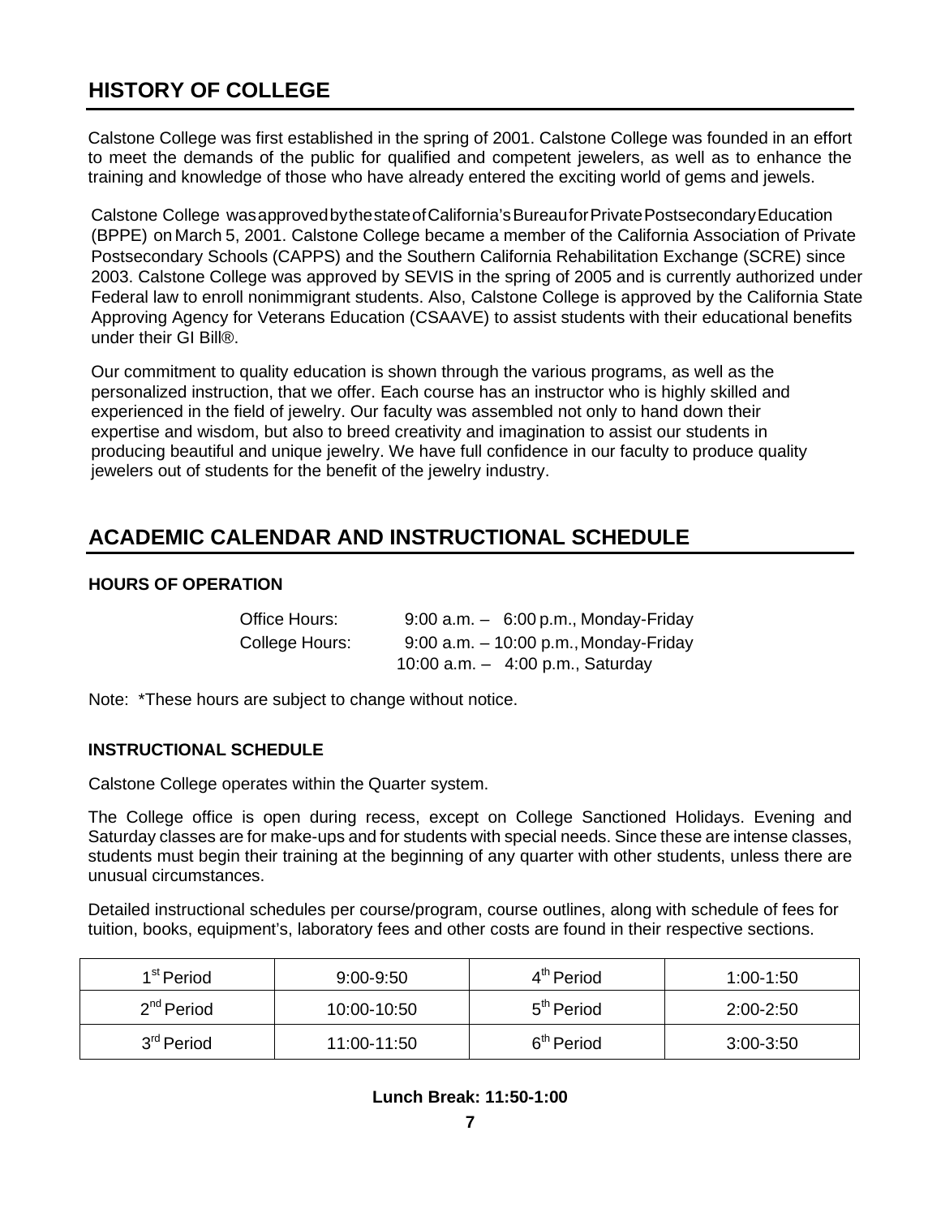## HISTORY OF COLLEGE

Calstone College was first established in the spring of 2001. Calstone College was founded in an effort to meet the demands of the public for qualified and competent jewelers, as well as to enhance the training and knowledge of those who have already entered the exciting world of gems and jewels.

Calstone College was approved by the state of California's Bureau for Private Postsecondary Education (BPPE) on March 5, 2001. Calstone College became a member of the California Association of Private Postsecondary Schools (CAPPS) and the Southern California Rehabilitation Exchange (SCRE) since 2003. Calstone College was approved by SEVIS in the spring of 2005 and is currently authorized under Federal law to enroll nonimmigrant students. Also, Calstone College is approved by the California State Approving Agency for Veterans Education (CSAAVE) to assist students with their educational benefits under their GI Bill®.

Our commitment to quality education is shown through the various programs, as well as the personalized instruction, that we offer. Each course has an instructor who is highly skilled and experienced in the field of jewelry. Our faculty was assembled not only to hand down their expertise and wisdom, but also to breed creativity and imagination to assist our students in producing beautiful and unique jewelry. We have full confidence in our faculty to produce quality jewelers out of students for the benefit of the jewelry industry.

## ACADEMIC CALENDAR AND INSTRUCTIONAL SCHEDULE

### HOURS OF OPERATION

| | |
|---|---|
| Office Hours: | 9:00 a.m. – 6:00 p.m., Monday-Friday |
| College Hours: | 9:00 a.m. – 10:00 p.m., Monday-Friday |
| | 10:00 a.m. – 4:00 p.m., Saturday |

Note: *These hours are subject to change without notice.

### INSTRUCTIONAL SCHEDULE

Calstone College operates within the Quarter system.

The College office is open during recess, except on College Sanctioned Holidays. Evening and Saturday classes are for make-ups and for students with special needs. Since these are intense classes, students must begin their training at the beginning of any quarter with other students, unless there are unusual circumstances.

Detailed instructional schedules per course/program, course outlines, along with schedule of fees for tuition, books, equipment's, laboratory fees and other costs are found in their respective sections.

| | | | |
|---|---|---|---|
| 1st Period | 9:00-9:50 | 4th Period | 1:00-1:50 |
| 2nd Period | 10:00-10:50 | 5th Period | 2:00-2:50 |
| 3rd Period | 11:00-11:50 | 6th Period | 3:00-3:50 |

**Lunch Break: 11:50-1:00**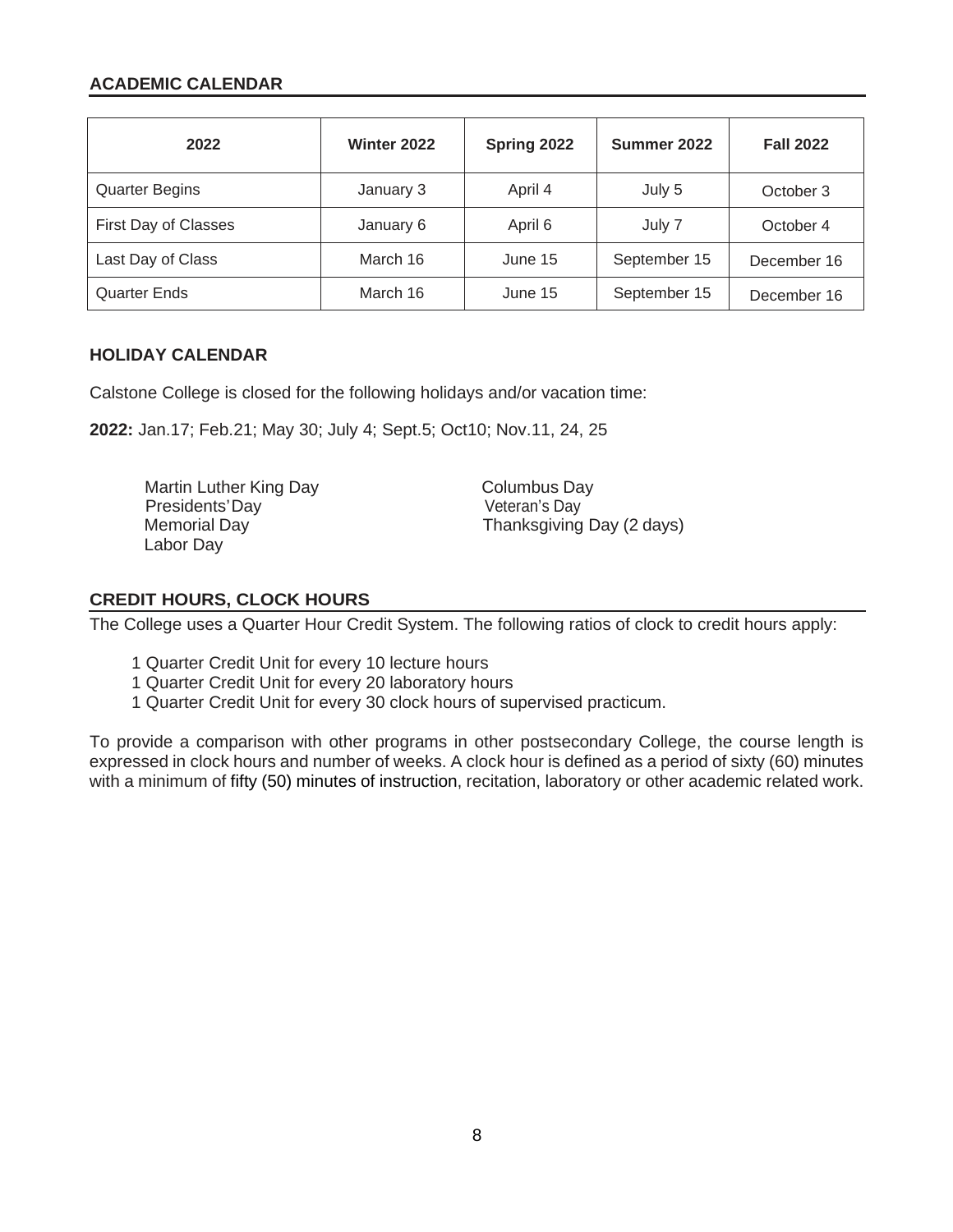## ACADEMIC CALENDAR

| 2022 | Winter 2022 | Spring 2022 | Summer 2022 | Fall 2022 |
|---|---|---|---|---|
| Quarter Begins | January 3 | April 4 | July 5 | October 3 |
| First Day of Classes | January 6 | April 6 | July 7 | October 4 |
| Last Day of Class | March 16 | June 15 | September 15 | December 16 |
| Quarter Ends | March 16 | June 15 | September 15 | December 16 |

## HOLIDAY CALENDAR

Calstone College is closed for the following holidays and/or vacation time:

**2022:** Jan.17; Feb.21; May 30; July 4; Sept.5; Oct10; Nov.11, 24, 25

Martin Luther King Day
Presidents' Day
Memorial Day
Labor Day
Columbus Day
Veteran's Day
Thanksgiving Day (2 days)

## CREDIT HOURS, CLOCK HOURS

The College uses a Quarter Hour Credit System. The following ratios of clock to credit hours apply:

1 Quarter Credit Unit for every 10 lecture hours
1 Quarter Credit Unit for every 20 laboratory hours
1 Quarter Credit Unit for every 30 clock hours of supervised practicum.

To provide a comparison with other programs in other postsecondary College, the course length is expressed in clock hours and number of weeks. A clock hour is defined as a period of sixty (60) minutes with a minimum of fifty (50) minutes of instruction, recitation, laboratory or other academic related work.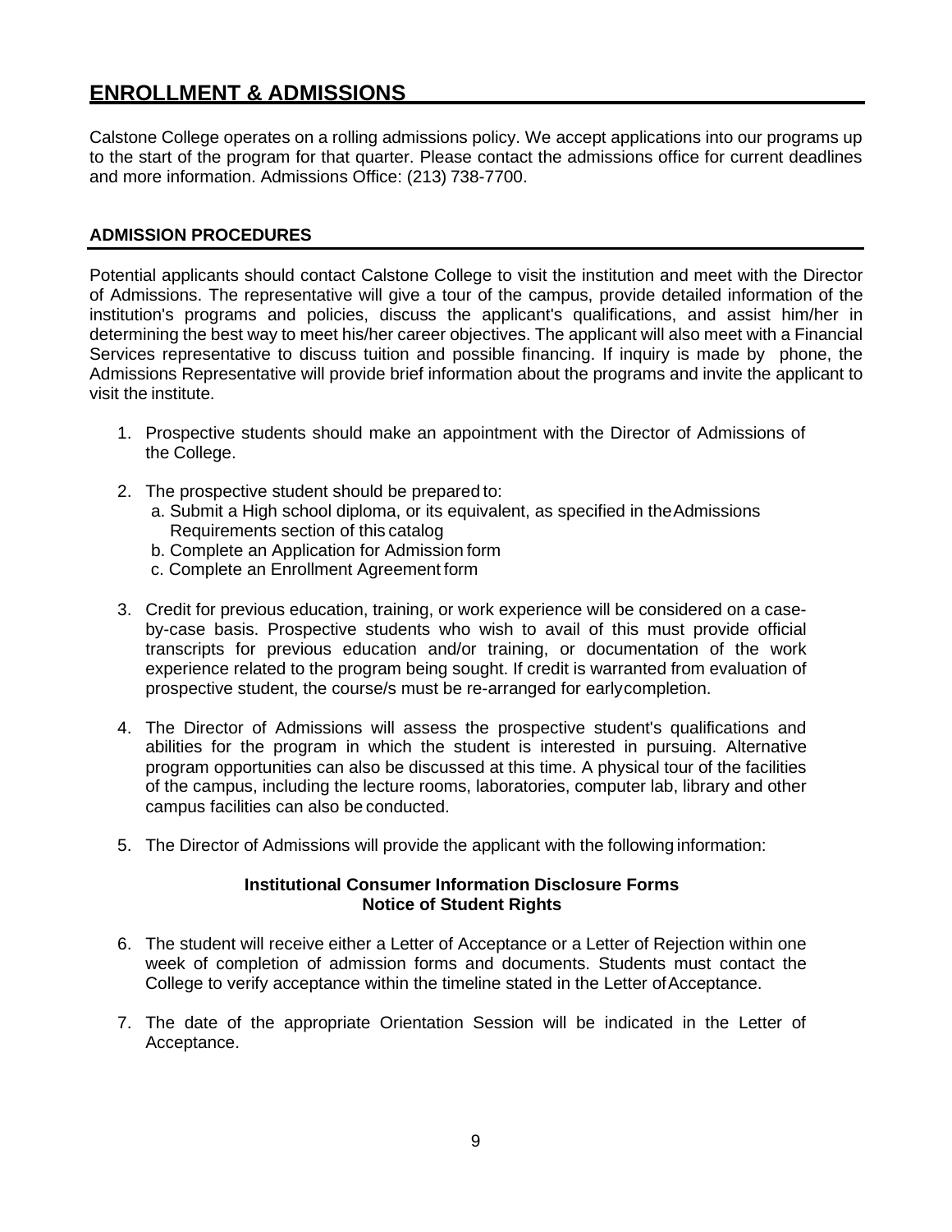# ENROLLMENT & ADMISSIONS

Calstone College operates on a rolling admissions policy. We accept applications into our programs up to the start of the program for that quarter. Please contact the admissions office for current deadlines and more information. Admissions Office: (213) 738-7700.

## ADMISSION PROCEDURES

Potential applicants should contact Calstone College to visit the institution and meet with the Director of Admissions. The representative will give a tour of the campus, provide detailed information of the institution's programs and policies, discuss the applicant's qualifications, and assist him/her in determining the best way to meet his/her career objectives. The applicant will also meet with a Financial Services representative to discuss tuition and possible financing. If inquiry is made by phone, the Admissions Representative will provide brief information about the programs and invite the applicant to visit the institute.

1. Prospective students should make an appointment with the Director of Admissions of the College.

2. The prospective student should be prepared to:
   a. Submit a High school diploma, or its equivalent, as specified in the Admissions Requirements section of this catalog
   b. Complete an Application for Admission form
   c. Complete an Enrollment Agreement form

3. Credit for previous education, training, or work experience will be considered on a case-by-case basis. Prospective students who wish to avail of this must provide official transcripts for previous education and/or training, or documentation of the work experience related to the program being sought. If credit is warranted from evaluation of prospective student, the course/s must be re-arranged for early completion.

4. The Director of Admissions will assess the prospective student's qualifications and abilities for the program in which the student is interested in pursuing. Alternative program opportunities can also be discussed at this time. A physical tour of the facilities of the campus, including the lecture rooms, laboratories, computer lab, library and other campus facilities can also be conducted.

5. The Director of Admissions will provide the applicant with the following information:

   **Institutional Consumer Information Disclosure Forms**
   **Notice of Student Rights**

6. The student will receive either a Letter of Acceptance or a Letter of Rejection within one week of completion of admission forms and documents. Students must contact the College to verify acceptance within the timeline stated in the Letter of Acceptance.

7. The date of the appropriate Orientation Session will be indicated in the Letter of Acceptance.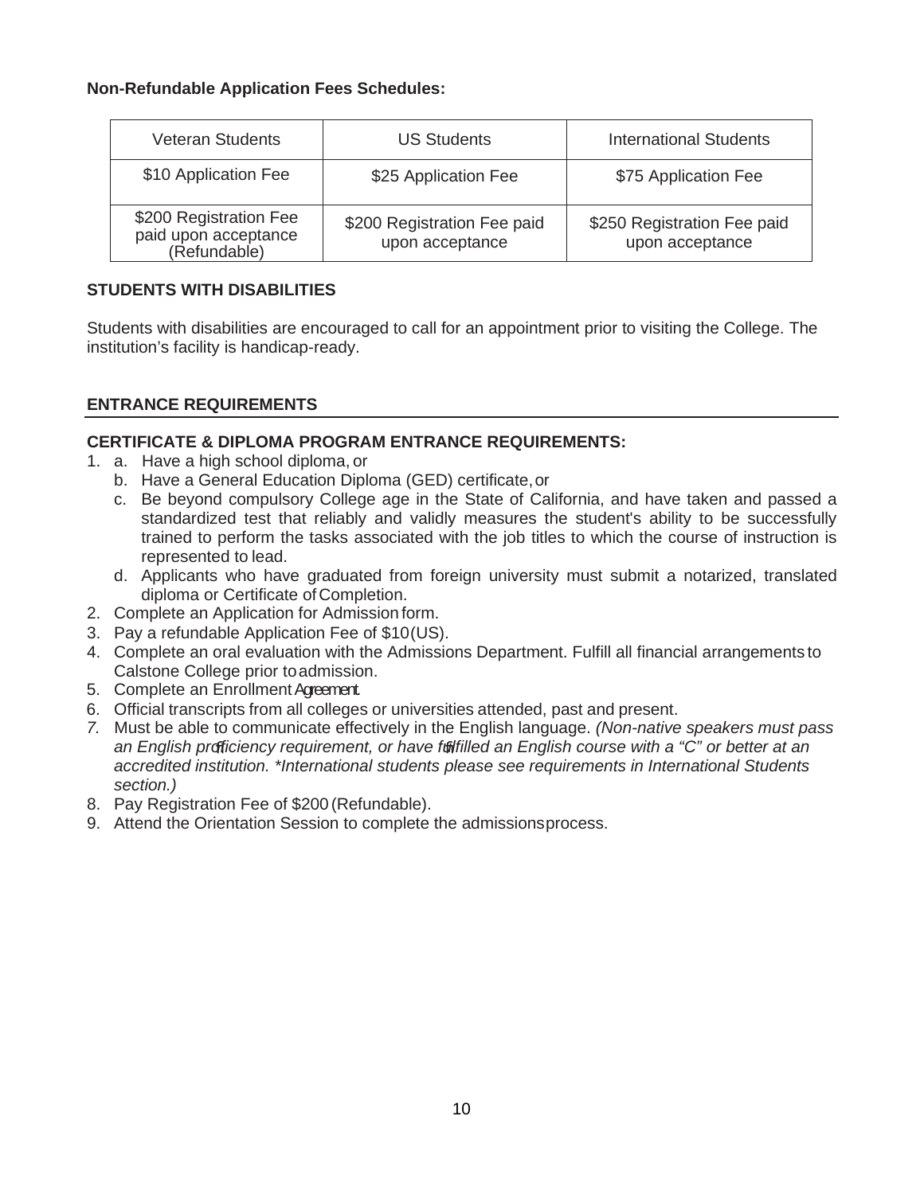**Non-Refundable Application Fees Schedules:**

| Veteran Students | US Students | International Students |
|---|---|---|
| $10 Application Fee | $25 Application Fee | $75 Application Fee |
| $200 Registration Fee paid upon acceptance (Refundable) | $200 Registration Fee paid upon acceptance | $250 Registration Fee paid upon acceptance |

**STUDENTS WITH DISABILITIES**

Students with disabilities are encouraged to call for an appointment prior to visiting the College. The institution's facility is handicap-ready.

**ENTRANCE REQUIREMENTS**

**CERTIFICATE & DIPLOMA PROGRAM ENTRANCE REQUIREMENTS:**

1. a. Have a high school diploma, or
   b. Have a General Education Diploma (GED) certificate, or
   c. Be beyond compulsory College age in the State of California, and have taken and passed a standardized test that reliably and validly measures the student's ability to be successfully trained to perform the tasks associated with the job titles to which the course of instruction is represented to lead.
   d. Applicants who have graduated from foreign university must submit a notarized, translated diploma or Certificate of Completion.
2. Complete an Application for Admission form.
3. Pay a refundable Application Fee of $10 (US).
4. Complete an oral evaluation with the Admissions Department. Fulfill all financial arrangements to Calstone College prior to admission.
5. Complete an Enrollment Agreement.
6. Official transcripts from all colleges or universities attended, past and present.
7. Must be able to communicate effectively in the English language. *(Non-native speakers must pass an English proficiency requirement, or have fulfilled an English course with a "C" or better at an accredited institution. *International students please see requirements in International Students section.)*
8. Pay Registration Fee of $200 (Refundable).
9. Attend the Orientation Session to complete the admissions process.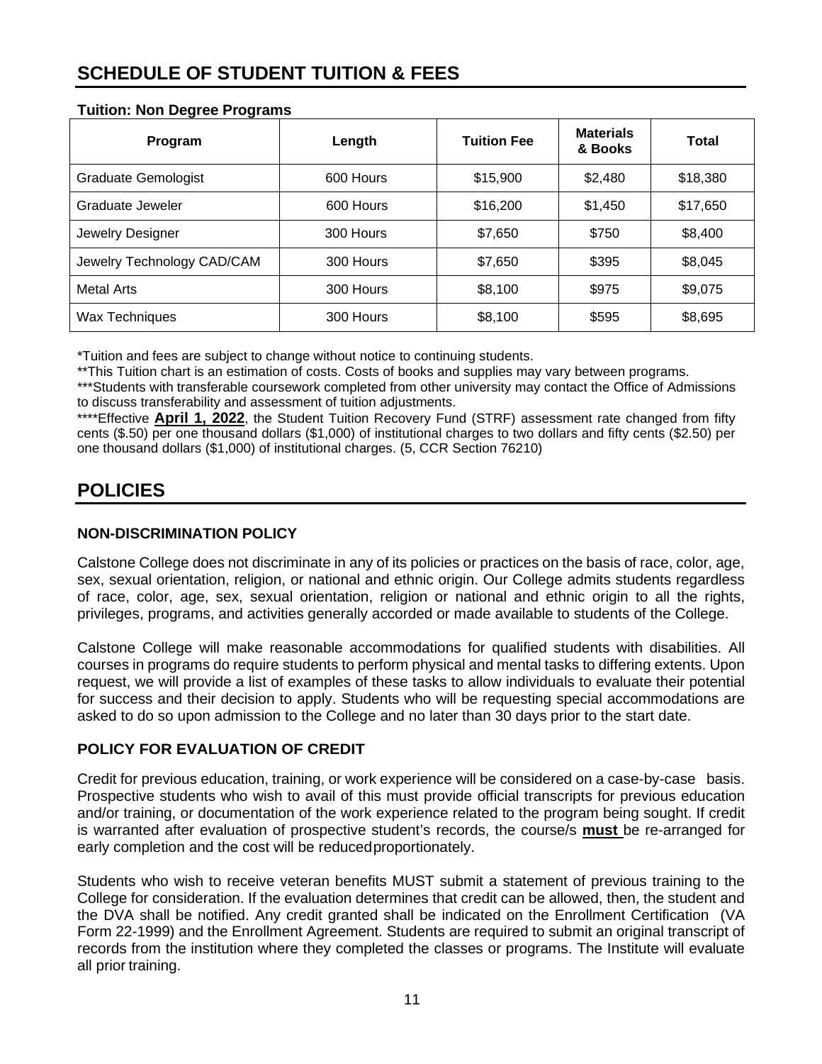# SCHEDULE OF STUDENT TUITION & FEES

**Tuition: Non Degree Programs**

| Program | Length | Tuition Fee | Materials & Books | Total |
|---|---|---|---|---|
| Graduate Gemologist | 600 Hours | $15,900 | $2,480 | $18,380 |
| Graduate Jeweler | 600 Hours | $16,200 | $1,450 | $17,650 |
| Jewelry Designer | 300 Hours | $7,650 | $750 | $8,400 |
| Jewelry Technology CAD/CAM | 300 Hours | $7,650 | $395 | $8,045 |
| Metal Arts | 300 Hours | $8,100 | $975 | $9,075 |
| Wax Techniques | 300 Hours | $8,100 | $595 | $8,695 |

*Tuition and fees are subject to change without notice to continuing students.

**This Tuition chart is an estimation of costs. Costs of books and supplies may vary between programs.

***Students with transferable coursework completed from other university may contact the Office of Admissions to discuss transferability and assessment of tuition adjustments.

****Effective **April 1, 2022**, the Student Tuition Recovery Fund (STRF) assessment rate changed from fifty cents ($.50) per one thousand dollars ($1,000) of institutional charges to two dollars and fifty cents ($2.50) per one thousand dollars ($1,000) of institutional charges. (5, CCR Section 76210)

# POLICIES

### NON-DISCRIMINATION POLICY

Calstone College does not discriminate in any of its policies or practices on the basis of race, color, age, sex, sexual orientation, religion, or national and ethnic origin. Our College admits students regardless of race, color, age, sex, sexual orientation, religion or national and ethnic origin to all the rights, privileges, programs, and activities generally accorded or made available to students of the College.

Calstone College will make reasonable accommodations for qualified students with disabilities. All courses in programs do require students to perform physical and mental tasks to differing extents. Upon request, we will provide a list of examples of these tasks to allow individuals to evaluate their potential for success and their decision to apply. Students who will be requesting special accommodations are asked to do so upon admission to the College and no later than 30 days prior to the start date.

### POLICY FOR EVALUATION OF CREDIT

Credit for previous education, training, or work experience will be considered on a case-by-case basis. Prospective students who wish to avail of this must provide official transcripts for previous education and/or training, or documentation of the work experience related to the program being sought. If credit is warranted after evaluation of prospective student's records, the course/s **must** be re-arranged for early completion and the cost will be reduced proportionately.

Students who wish to receive veteran benefits MUST submit a statement of previous training to the College for consideration. If the evaluation determines that credit can be allowed, then, the student and the DVA shall be notified. Any credit granted shall be indicated on the Enrollment Certification (VA Form 22-1999) and the Enrollment Agreement. Students are required to submit an original transcript of records from the institution where they completed the classes or programs. The Institute will evaluate all prior training.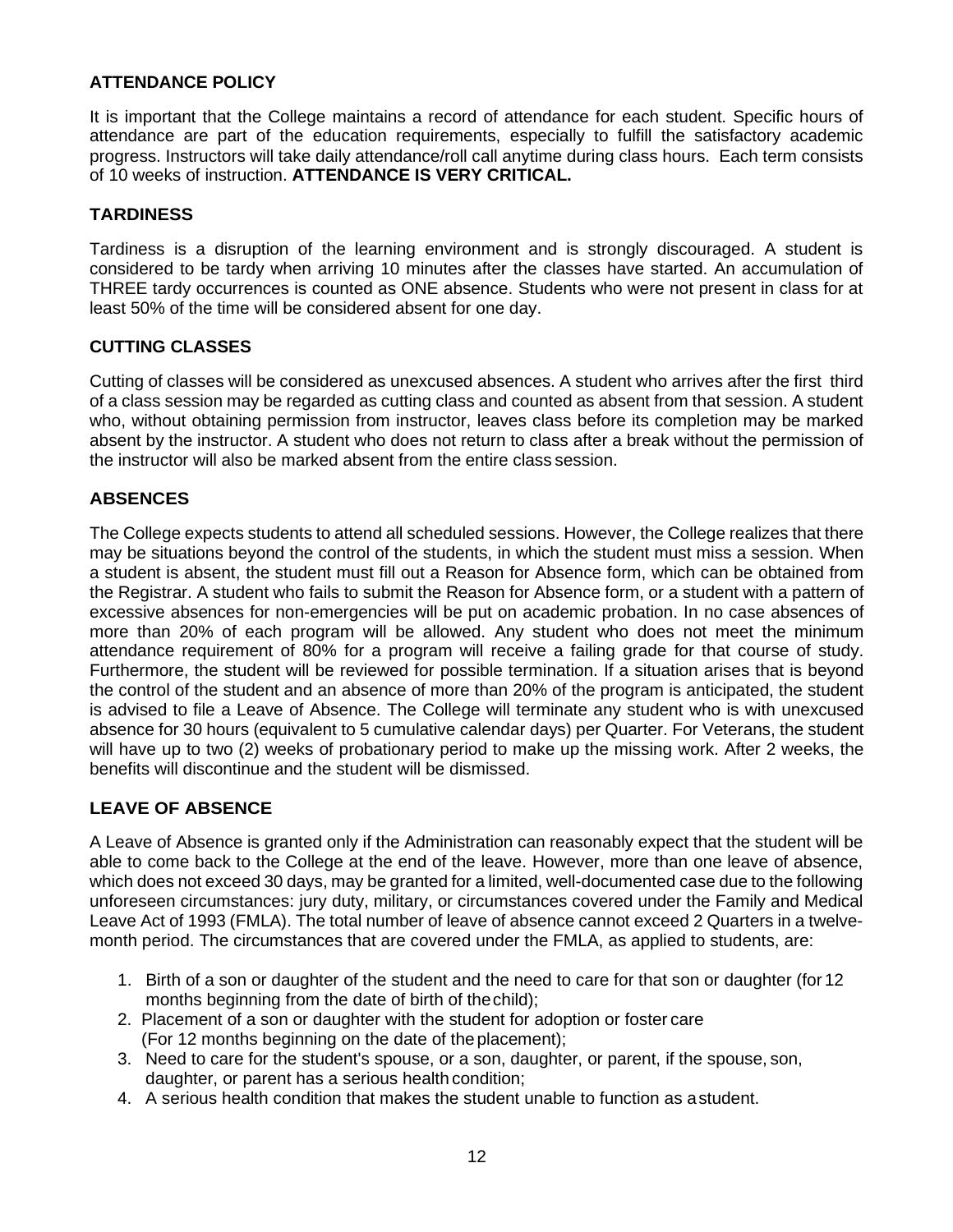### ATTENDANCE POLICY

It is important that the College maintains a record of attendance for each student. Specific hours of attendance are part of the education requirements, especially to fulfill the satisfactory academic progress. Instructors will take daily attendance/roll call anytime during class hours. Each term consists of 10 weeks of instruction. **ATTENDANCE IS VERY CRITICAL.**

### TARDINESS

Tardiness is a disruption of the learning environment and is strongly discouraged. A student is considered to be tardy when arriving 10 minutes after the classes have started. An accumulation of THREE tardy occurrences is counted as ONE absence. Students who were not present in class for at least 50% of the time will be considered absent for one day.

### CUTTING CLASSES

Cutting of classes will be considered as unexcused absences. A student who arrives after the first third of a class session may be regarded as cutting class and counted as absent from that session. A student who, without obtaining permission from instructor, leaves class before its completion may be marked absent by the instructor. A student who does not return to class after a break without the permission of the instructor will also be marked absent from the entire class session.

### ABSENCES

The College expects students to attend all scheduled sessions. However, the College realizes that there may be situations beyond the control of the students, in which the student must miss a session. When a student is absent, the student must fill out a Reason for Absence form, which can be obtained from the Registrar. A student who fails to submit the Reason for Absence form, or a student with a pattern of excessive absences for non-emergencies will be put on academic probation. In no case absences of more than 20% of each program will be allowed. Any student who does not meet the minimum attendance requirement of 80% for a program will receive a failing grade for that course of study. Furthermore, the student will be reviewed for possible termination. If a situation arises that is beyond the control of the student and an absence of more than 20% of the program is anticipated, the student is advised to file a Leave of Absence. The College will terminate any student who is with unexcused absence for 30 hours (equivalent to 5 cumulative calendar days) per Quarter. For Veterans, the student will have up to two (2) weeks of probationary period to make up the missing work. After 2 weeks, the benefits will discontinue and the student will be dismissed.

### LEAVE OF ABSENCE

A Leave of Absence is granted only if the Administration can reasonably expect that the student will be able to come back to the College at the end of the leave. However, more than one leave of absence, which does not exceed 30 days, may be granted for a limited, well-documented case due to the following unforeseen circumstances: jury duty, military, or circumstances covered under the Family and Medical Leave Act of 1993 (FMLA). The total number of leave of absence cannot exceed 2 Quarters in a twelve-month period. The circumstances that are covered under the FMLA, as applied to students, are:

1. Birth of a son or daughter of the student and the need to care for that son or daughter (for 12 months beginning from the date of birth of the child);
2. Placement of a son or daughter with the student for adoption or foster care (For 12 months beginning on the date of the placement);
3. Need to care for the student's spouse, or a son, daughter, or parent, if the spouse, son, daughter, or parent has a serious health condition;
4. A serious health condition that makes the student unable to function as a student.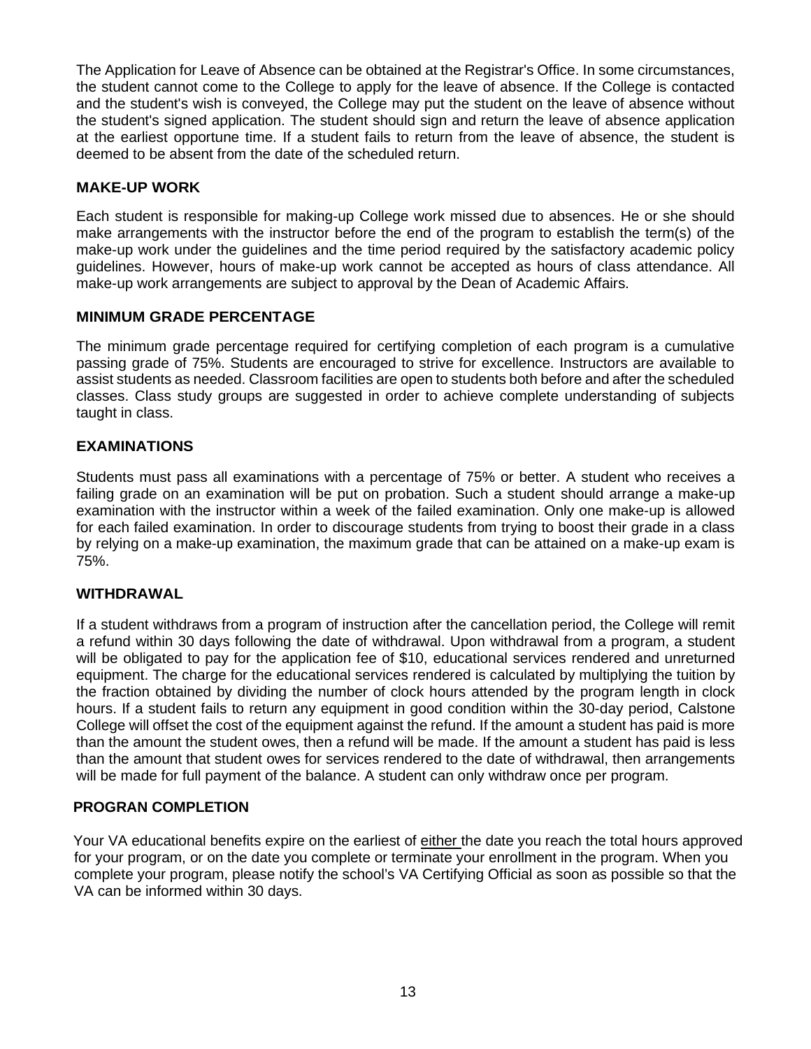The Application for Leave of Absence can be obtained at the Registrar's Office. In some circumstances, the student cannot come to the College to apply for the leave of absence. If the College is contacted and the student's wish is conveyed, the College may put the student on the leave of absence without the student's signed application. The student should sign and return the leave of absence application at the earliest opportune time. If a student fails to return from the leave of absence, the student is deemed to be absent from the date of the scheduled return.

## MAKE-UP WORK

Each student is responsible for making-up College work missed due to absences. He or she should make arrangements with the instructor before the end of the program to establish the term(s) of the make-up work under the guidelines and the time period required by the satisfactory academic policy guidelines. However, hours of make-up work cannot be accepted as hours of class attendance. All make-up work arrangements are subject to approval by the Dean of Academic Affairs.

## MINIMUM GRADE PERCENTAGE

The minimum grade percentage required for certifying completion of each program is a cumulative passing grade of 75%. Students are encouraged to strive for excellence. Instructors are available to assist students as needed. Classroom facilities are open to students both before and after the scheduled classes. Class study groups are suggested in order to achieve complete understanding of subjects taught in class.

## EXAMINATIONS

Students must pass all examinations with a percentage of 75% or better. A student who receives a failing grade on an examination will be put on probation. Such a student should arrange a make-up examination with the instructor within a week of the failed examination. Only one make-up is allowed for each failed examination. In order to discourage students from trying to boost their grade in a class by relying on a make-up examination, the maximum grade that can be attained on a make-up exam is 75%.

## WITHDRAWAL

If a student withdraws from a program of instruction after the cancellation period, the College will remit a refund within 30 days following the date of withdrawal. Upon withdrawal from a program, a student will be obligated to pay for the application fee of $10, educational services rendered and unreturned equipment. The charge for the educational services rendered is calculated by multiplying the tuition by the fraction obtained by dividing the number of clock hours attended by the program length in clock hours. If a student fails to return any equipment in good condition within the 30-day period, Calstone College will offset the cost of the equipment against the refund. If the amount a student has paid is more than the amount the student owes, then a refund will be made. If the amount a student has paid is less than the amount that student owes for services rendered to the date of withdrawal, then arrangements will be made for full payment of the balance. A student can only withdraw once per program.

## PROGRAN COMPLETION

Your VA educational benefits expire on the earliest of <u>either</u> the date you reach the total hours approved for your program, or on the date you complete or terminate your enrollment in the program. When you complete your program, please notify the school's VA Certifying Official as soon as possible so that the VA can be informed within 30 days.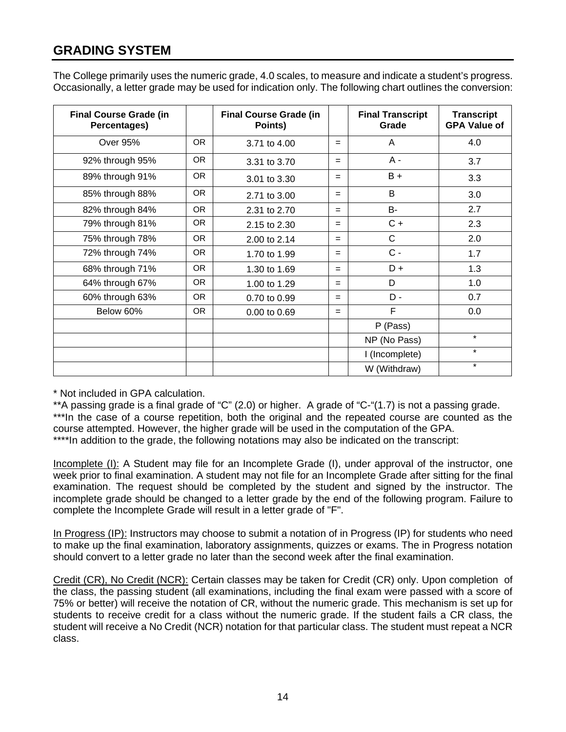## GRADING SYSTEM

The College primarily uses the numeric grade, 4.0 scales, to measure and indicate a student's progress. Occasionally, a letter grade may be used for indication only. The following chart outlines the conversion:

| Final Course Grade (in Percentages) | | Final Course Grade (in Points) | | Final Transcript Grade | Transcript GPA Value of |
|---|---|---|---|---|---|
| Over 95% | OR | 3.71 to 4.00 | = | A | 4.0 |
| 92% through 95% | OR | 3.31 to 3.70 | = | A - | 3.7 |
| 89% through 91% | OR | 3.01 to 3.30 | = | B + | 3.3 |
| 85% through 88% | OR | 2.71 to 3.00 | = | B | 3.0 |
| 82% through 84% | OR | 2.31 to 2.70 | = | B- | 2.7 |
| 79% through 81% | OR | 2.15 to 2.30 | = | C + | 2.3 |
| 75% through 78% | OR | 2.00 to 2.14 | = | C | 2.0 |
| 72% through 74% | OR | 1.70 to 1.99 | = | C - | 1.7 |
| 68% through 71% | OR | 1.30 to 1.69 | = | D + | 1.3 |
| 64% through 67% | OR | 1.00 to 1.29 | = | D | 1.0 |
| 60% through 63% | OR | 0.70 to 0.99 | = | D - | 0.7 |
| Below 60% | OR | 0.00 to 0.69 | = | F | 0.0 |
| | | | | P (Pass) | |
| | | | | NP (No Pass) | * |
| | | | | I (Incomplete) | * |
| | | | | W (Withdraw) | * |

* Not included in GPA calculation.

**A passing grade is a final grade of "C" (2.0) or higher. A grade of "C-"(1.7) is not a passing grade.

***In the case of a course repetition, both the original and the repeated course are counted as the course attempted. However, the higher grade will be used in the computation of the GPA.

****In addition to the grade, the following notations may also be indicated on the transcript:

Incomplete (I): A Student may file for an Incomplete Grade (I), under approval of the instructor, one week prior to final examination. A student may not file for an Incomplete Grade after sitting for the final examination. The request should be completed by the student and signed by the instructor. The incomplete grade should be changed to a letter grade by the end of the following program. Failure to complete the Incomplete Grade will result in a letter grade of "F".

In Progress (IP): Instructors may choose to submit a notation of in Progress (IP) for students who need to make up the final examination, laboratory assignments, quizzes or exams. The in Progress notation should convert to a letter grade no later than the second week after the final examination.

Credit (CR), No Credit (NCR): Certain classes may be taken for Credit (CR) only. Upon completion of the class, the passing student (all examinations, including the final exam were passed with a score of 75% or better) will receive the notation of CR, without the numeric grade. This mechanism is set up for students to receive credit for a class without the numeric grade. If the student fails a CR class, the student will receive a No Credit (NCR) notation for that particular class. The student must repeat a NCR class.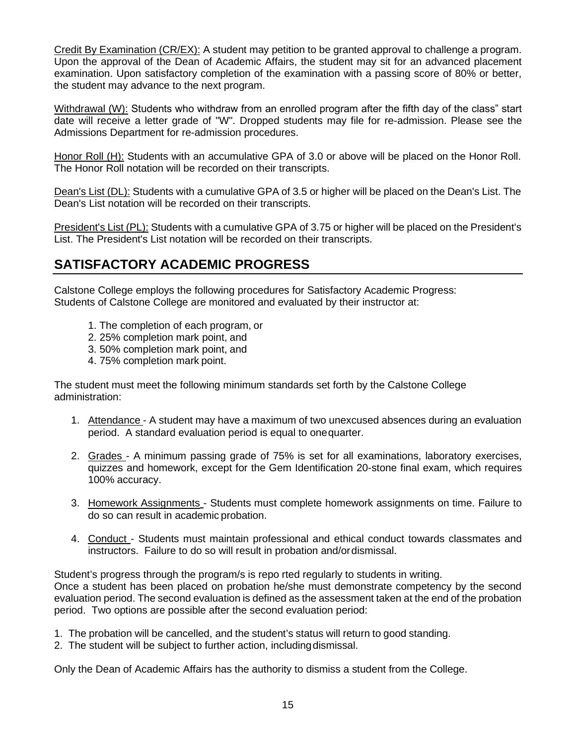Credit By Examination (CR/EX): A student may petition to be granted approval to challenge a program. Upon the approval of the Dean of Academic Affairs, the student may sit for an advanced placement examination. Upon satisfactory completion of the examination with a passing score of 80% or better, the student may advance to the next program.

Withdrawal (W): Students who withdraw from an enrolled program after the fifth day of the class" start date will receive a letter grade of "W". Dropped students may file for re-admission. Please see the Admissions Department for re-admission procedures.

Honor Roll (H): Students with an accumulative GPA of 3.0 or above will be placed on the Honor Roll. The Honor Roll notation will be recorded on their transcripts.

Dean's List (DL): Students with a cumulative GPA of 3.5 or higher will be placed on the Dean's List. The Dean's List notation will be recorded on their transcripts.

President's List (PL): Students with a cumulative GPA of 3.75 or higher will be placed on the President's List. The President's List notation will be recorded on their transcripts.

## SATISFACTORY ACADEMIC PROGRESS

Calstone College employs the following procedures for Satisfactory Academic Progress:
Students of Calstone College are monitored and evaluated by their instructor at:

1. The completion of each program, or
2. 25% completion mark point, and
3. 50% completion mark point, and
4. 75% completion mark point.

The student must meet the following minimum standards set forth by the Calstone College administration:

1. Attendance - A student may have a maximum of two unexcused absences during an evaluation period. A standard evaluation period is equal to one quarter.
2. Grades - A minimum passing grade of 75% is set for all examinations, laboratory exercises, quizzes and homework, except for the Gem Identification 20-stone final exam, which requires 100% accuracy.
3. Homework Assignments - Students must complete homework assignments on time. Failure to do so can result in academic probation.
4. Conduct - Students must maintain professional and ethical conduct towards classmates and instructors. Failure to do so will result in probation and/or dismissal.

Student's progress through the program/s is repo rted regularly to students in writing.
Once a student has been placed on probation he/she must demonstrate competency by the second evaluation period. The second evaluation is defined as the assessment taken at the end of the probation period. Two options are possible after the second evaluation period:

1. The probation will be cancelled, and the student's status will return to good standing.
2. The student will be subject to further action, including dismissal.

Only the Dean of Academic Affairs has the authority to dismiss a student from the College.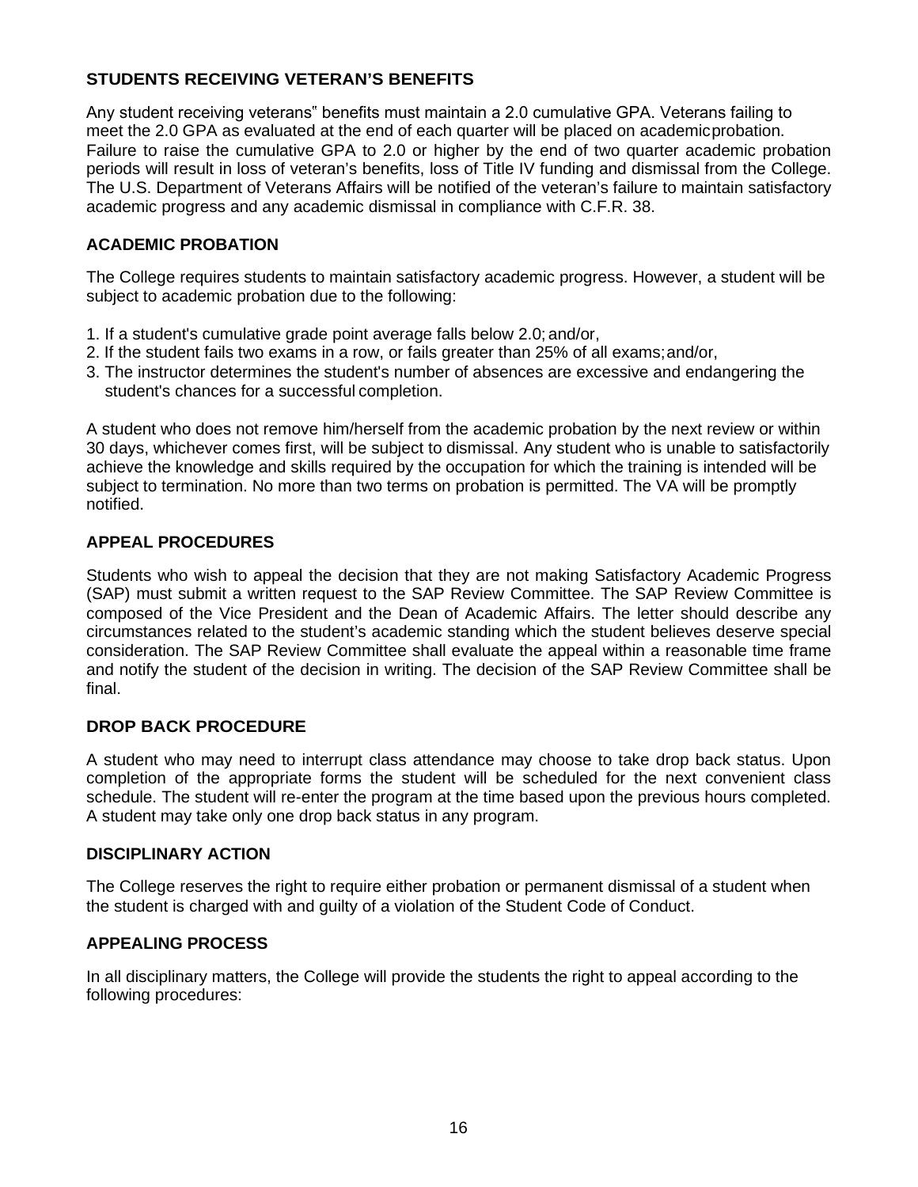## STUDENTS RECEIVING VETERAN'S BENEFITS

Any student receiving veterans" benefits must maintain a 2.0 cumulative GPA. Veterans failing to meet the 2.0 GPA as evaluated at the end of each quarter will be placed on academic probation. Failure to raise the cumulative GPA to 2.0 or higher by the end of two quarter academic probation periods will result in loss of veteran's benefits, loss of Title IV funding and dismissal from the College. The U.S. Department of Veterans Affairs will be notified of the veteran's failure to maintain satisfactory academic progress and any academic dismissal in compliance with C.F.R. 38.

## ACADEMIC PROBATION

The College requires students to maintain satisfactory academic progress. However, a student will be subject to academic probation due to the following:

1. If a student's cumulative grade point average falls below 2.0; and/or,
2. If the student fails two exams in a row, or fails greater than 25% of all exams; and/or,
3. The instructor determines the student's number of absences are excessive and endangering the student's chances for a successful completion.

A student who does not remove him/herself from the academic probation by the next review or within 30 days, whichever comes first, will be subject to dismissal. Any student who is unable to satisfactorily achieve the knowledge and skills required by the occupation for which the training is intended will be subject to termination. No more than two terms on probation is permitted. The VA will be promptly notified.

## APPEAL PROCEDURES

Students who wish to appeal the decision that they are not making Satisfactory Academic Progress (SAP) must submit a written request to the SAP Review Committee. The SAP Review Committee is composed of the Vice President and the Dean of Academic Affairs. The letter should describe any circumstances related to the student's academic standing which the student believes deserve special consideration. The SAP Review Committee shall evaluate the appeal within a reasonable time frame and notify the student of the decision in writing. The decision of the SAP Review Committee shall be final.

## DROP BACK PROCEDURE

A student who may need to interrupt class attendance may choose to take drop back status. Upon completion of the appropriate forms the student will be scheduled for the next convenient class schedule. The student will re-enter the program at the time based upon the previous hours completed. A student may take only one drop back status in any program.

## DISCIPLINARY ACTION

The College reserves the right to require either probation or permanent dismissal of a student when the student is charged with and guilty of a violation of the Student Code of Conduct.

## APPEALING PROCESS

In all disciplinary matters, the College will provide the students the right to appeal according to the following procedures: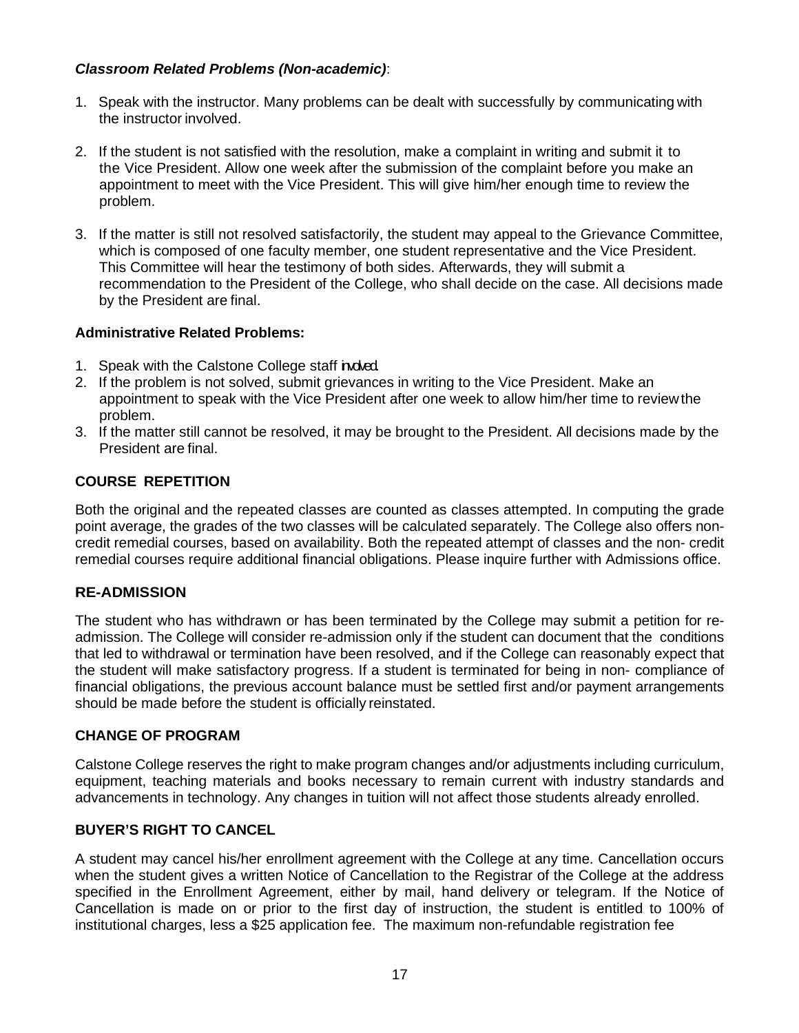***Classroom Related Problems (Non-academic)***:

1. Speak with the instructor. Many problems can be dealt with successfully by communicating with the instructor involved.

2. If the student is not satisfied with the resolution, make a complaint in writing and submit it to the Vice President. Allow one week after the submission of the complaint before you make an appointment to meet with the Vice President. This will give him/her enough time to review the problem.

3. If the matter is still not resolved satisfactorily, the student may appeal to the Grievance Committee, which is composed of one faculty member, one student representative and the Vice President. This Committee will hear the testimony of both sides. Afterwards, they will submit a recommendation to the President of the College, who shall decide on the case. All decisions made by the President are final.

**Administrative Related Problems:**

1. Speak with the Calstone College staff involved.
2. If the problem is not solved, submit grievances in writing to the Vice President. Make an appointment to speak with the Vice President after one week to allow him/her time to review the problem.
3. If the matter still cannot be resolved, it may be brought to the President. All decisions made by the President are final.

## COURSE REPETITION

Both the original and the repeated classes are counted as classes attempted. In computing the grade point average, the grades of the two classes will be calculated separately. The College also offers non-credit remedial courses, based on availability. Both the repeated attempt of classes and the non- credit remedial courses require additional financial obligations. Please inquire further with Admissions office.

## RE-ADMISSION

The student who has withdrawn or has been terminated by the College may submit a petition for re-admission. The College will consider re-admission only if the student can document that the conditions that led to withdrawal or termination have been resolved, and if the College can reasonably expect that the student will make satisfactory progress. If a student is terminated for being in non- compliance of financial obligations, the previous account balance must be settled first and/or payment arrangements should be made before the student is officially reinstated.

## CHANGE OF PROGRAM

Calstone College reserves the right to make program changes and/or adjustments including curriculum, equipment, teaching materials and books necessary to remain current with industry standards and advancements in technology. Any changes in tuition will not affect those students already enrolled.

## BUYER'S RIGHT TO CANCEL

A student may cancel his/her enrollment agreement with the College at any time. Cancellation occurs when the student gives a written Notice of Cancellation to the Registrar of the College at the address specified in the Enrollment Agreement, either by mail, hand delivery or telegram. If the Notice of Cancellation is made on or prior to the first day of instruction, the student is entitled to 100% of institutional charges, less a $25 application fee. The maximum non-refundable registration fee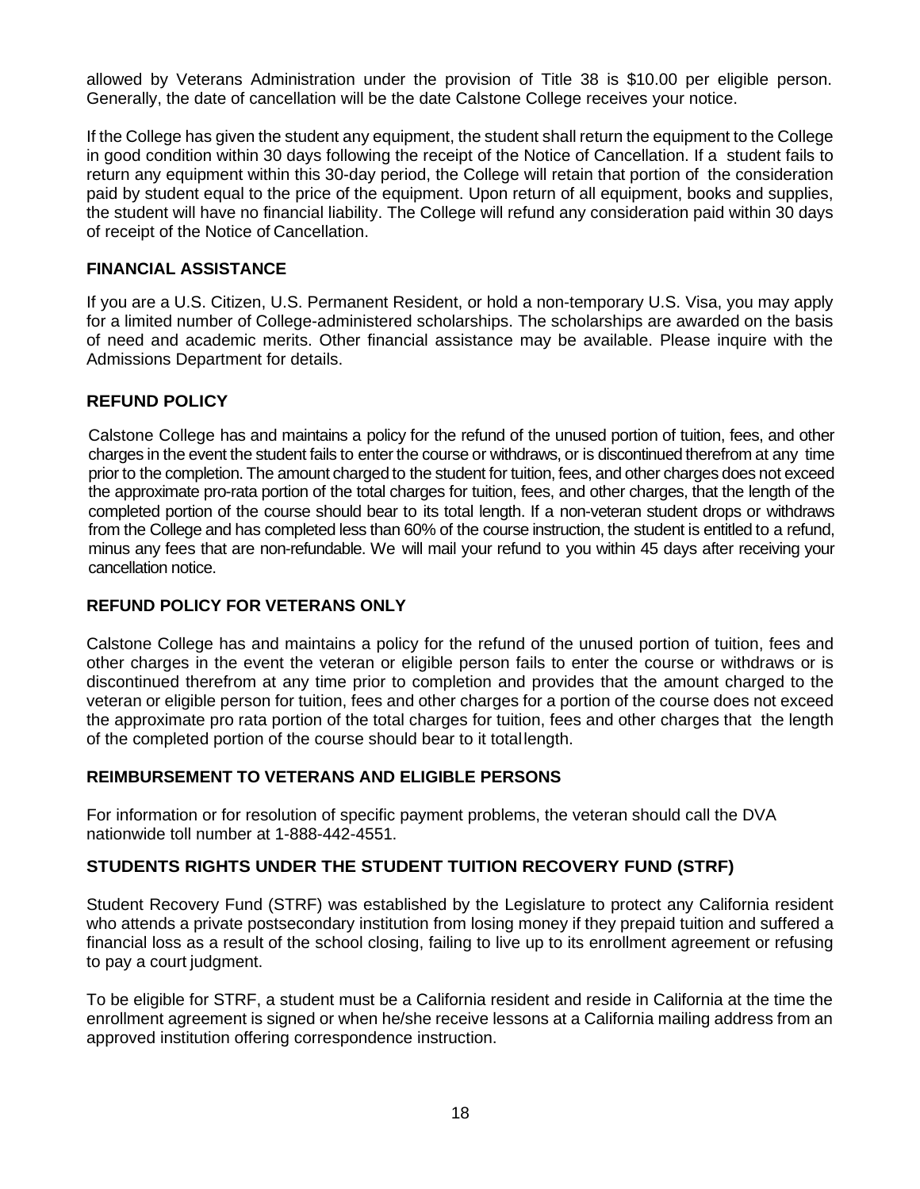allowed by Veterans Administration under the provision of Title 38 is $10.00 per eligible person. Generally, the date of cancellation will be the date Calstone College receives your notice.

If the College has given the student any equipment, the student shall return the equipment to the College in good condition within 30 days following the receipt of the Notice of Cancellation. If a student fails to return any equipment within this 30-day period, the College will retain that portion of the consideration paid by student equal to the price of the equipment. Upon return of all equipment, books and supplies, the student will have no financial liability. The College will refund any consideration paid within 30 days of receipt of the Notice of Cancellation.

## FINANCIAL ASSISTANCE

If you are a U.S. Citizen, U.S. Permanent Resident, or hold a non-temporary U.S. Visa, you may apply for a limited number of College-administered scholarships. The scholarships are awarded on the basis of need and academic merits. Other financial assistance may be available. Please inquire with the Admissions Department for details.

## REFUND POLICY

Calstone College has and maintains a policy for the refund of the unused portion of tuition, fees, and other charges in the event the student fails to enter the course or withdraws, or is discontinued therefrom at any time prior to the completion. The amount charged to the student for tuition, fees, and other charges does not exceed the approximate pro-rata portion of the total charges for tuition, fees, and other charges, that the length of the completed portion of the course should bear to its total length. If a non-veteran student drops or withdraws from the College and has completed less than 60% of the course instruction, the student is entitled to a refund, minus any fees that are non-refundable. We will mail your refund to you within 45 days after receiving your cancellation notice.

## REFUND POLICY FOR VETERANS ONLY

Calstone College has and maintains a policy for the refund of the unused portion of tuition, fees and other charges in the event the veteran or eligible person fails to enter the course or withdraws or is discontinued therefrom at any time prior to completion and provides that the amount charged to the veteran or eligible person for tuition, fees and other charges for a portion of the course does not exceed the approximate pro rata portion of the total charges for tuition, fees and other charges that the length of the completed portion of the course should bear to it total length.

## REIMBURSEMENT TO VETERANS AND ELIGIBLE PERSONS

For information or for resolution of specific payment problems, the veteran should call the DVA nationwide toll number at 1-888-442-4551.

## STUDENTS RIGHTS UNDER THE STUDENT TUITION RECOVERY FUND (STRF)

Student Recovery Fund (STRF) was established by the Legislature to protect any California resident who attends a private postsecondary institution from losing money if they prepaid tuition and suffered a financial loss as a result of the school closing, failing to live up to its enrollment agreement or refusing to pay a court judgment.

To be eligible for STRF, a student must be a California resident and reside in California at the time the enrollment agreement is signed or when he/she receive lessons at a California mailing address from an approved institution offering correspondence instruction.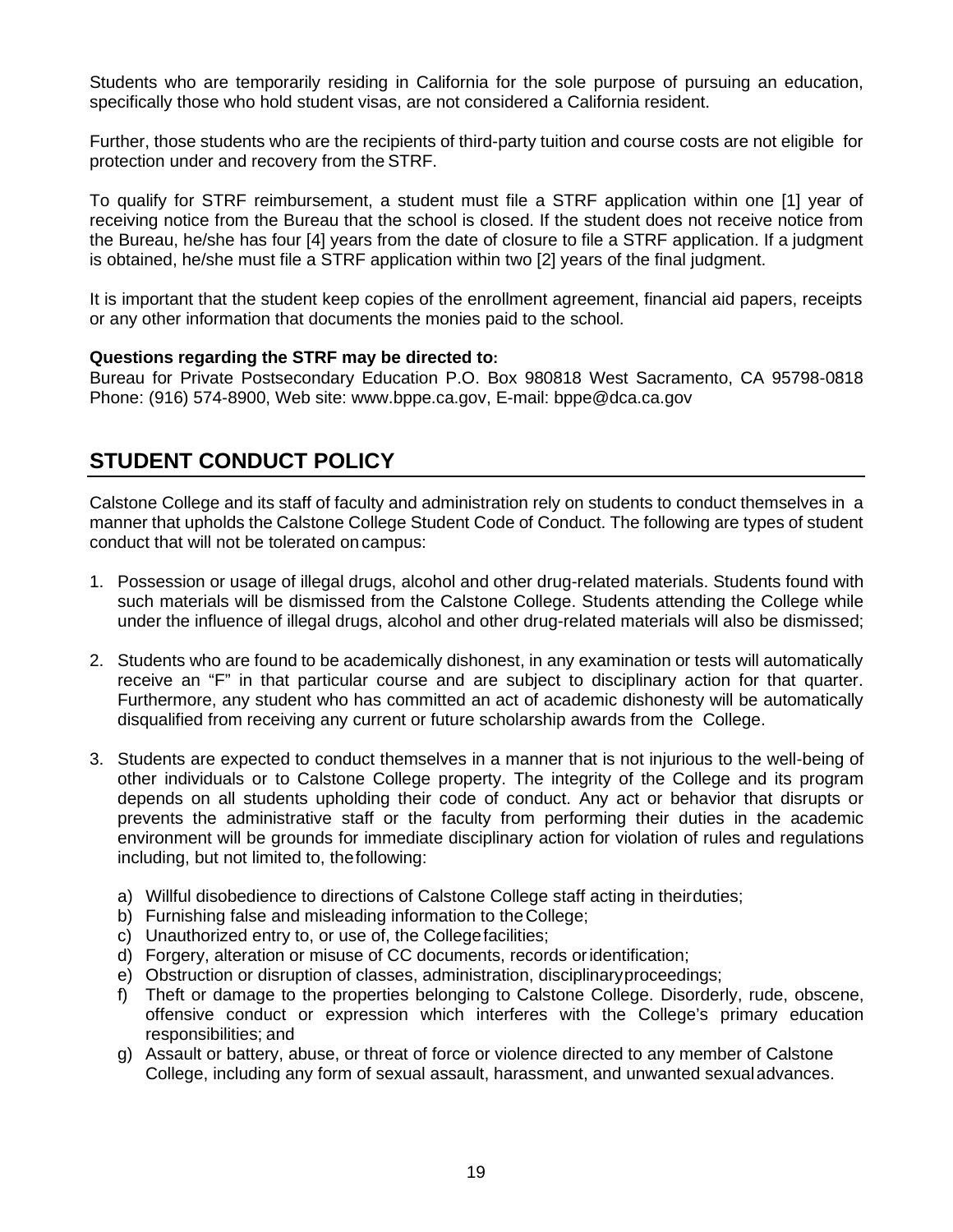Students who are temporarily residing in California for the sole purpose of pursuing an education, specifically those who hold student visas, are not considered a California resident.

Further, those students who are the recipients of third-party tuition and course costs are not eligible for protection under and recovery from the STRF.

To qualify for STRF reimbursement, a student must file a STRF application within one [1] year of receiving notice from the Bureau that the school is closed. If the student does not receive notice from the Bureau, he/she has four [4] years from the date of closure to file a STRF application. If a judgment is obtained, he/she must file a STRF application within two [2] years of the final judgment.

It is important that the student keep copies of the enrollment agreement, financial aid papers, receipts or any other information that documents the monies paid to the school.

**Questions regarding the STRF may be directed to:**
Bureau for Private Postsecondary Education P.O. Box 980818 West Sacramento, CA 95798-0818 Phone: (916) 574-8900, Web site: www.bppe.ca.gov, E-mail: bppe@dca.ca.gov

## STUDENT CONDUCT POLICY

Calstone College and its staff of faculty and administration rely on students to conduct themselves in a manner that upholds the Calstone College Student Code of Conduct. The following are types of student conduct that will not be tolerated on campus:

1. Possession or usage of illegal drugs, alcohol and other drug-related materials. Students found with such materials will be dismissed from the Calstone College. Students attending the College while under the influence of illegal drugs, alcohol and other drug-related materials will also be dismissed;

2. Students who are found to be academically dishonest, in any examination or tests will automatically receive an "F" in that particular course and are subject to disciplinary action for that quarter. Furthermore, any student who has committed an act of academic dishonesty will be automatically disqualified from receiving any current or future scholarship awards from the College.

3. Students are expected to conduct themselves in a manner that is not injurious to the well-being of other individuals or to Calstone College property. The integrity of the College and its program depends on all students upholding their code of conduct. Any act or behavior that disrupts or prevents the administrative staff or the faculty from performing their duties in the academic environment will be grounds for immediate disciplinary action for violation of rules and regulations including, but not limited to, the following:

   a) Willful disobedience to directions of Calstone College staff acting in their duties;
   b) Furnishing false and misleading information to the College;
   c) Unauthorized entry to, or use of, the College facilities;
   d) Forgery, alteration or misuse of CC documents, records or identification;
   e) Obstruction or disruption of classes, administration, disciplinary proceedings;
   f) Theft or damage to the properties belonging to Calstone College. Disorderly, rude, obscene, offensive conduct or expression which interferes with the College's primary education responsibilities; and
   g) Assault or battery, abuse, or threat of force or violence directed to any member of Calstone College, including any form of sexual assault, harassment, and unwanted sexual advances.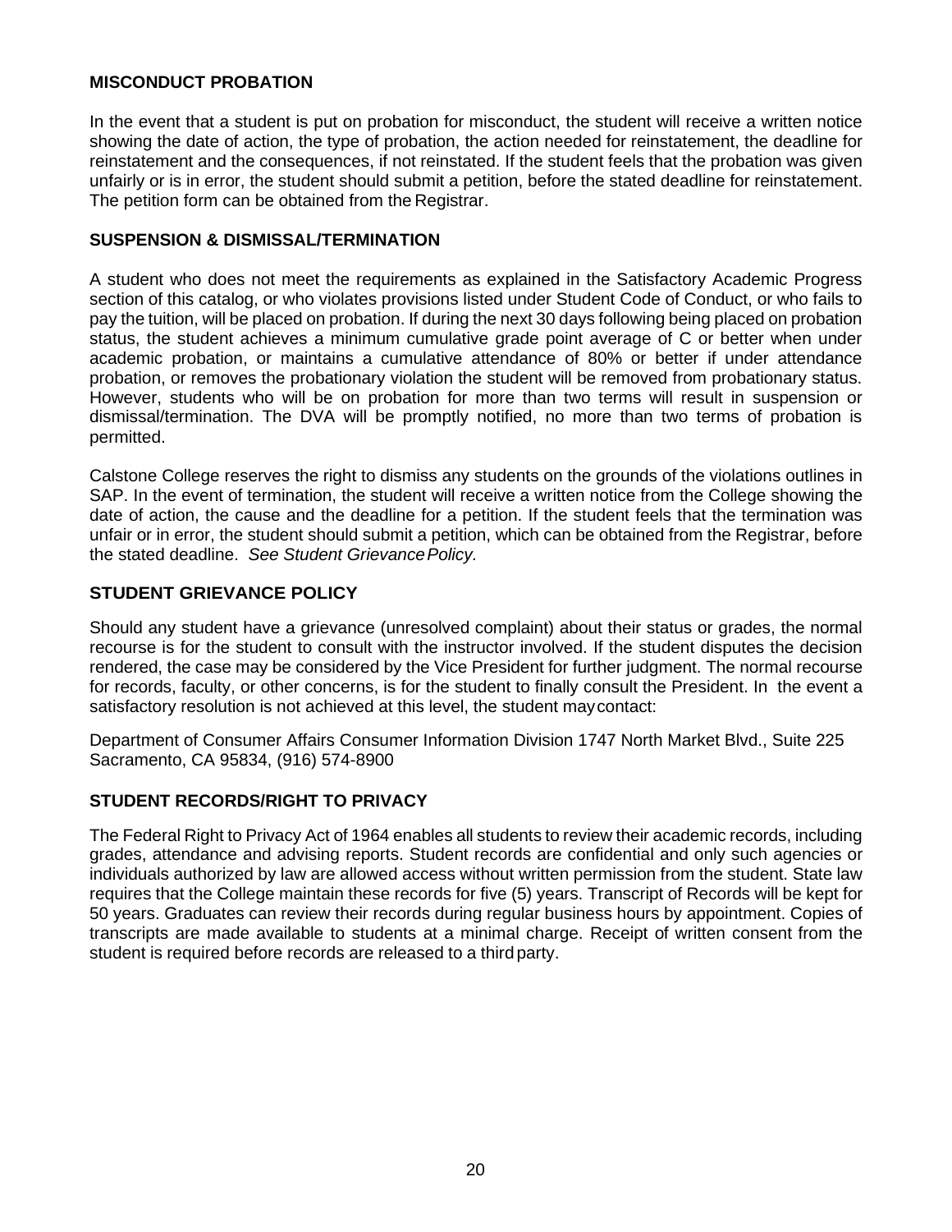## MISCONDUCT PROBATION

In the event that a student is put on probation for misconduct, the student will receive a written notice showing the date of action, the type of probation, the action needed for reinstatement, the deadline for reinstatement and the consequences, if not reinstated. If the student feels that the probation was given unfairly or is in error, the student should submit a petition, before the stated deadline for reinstatement. The petition form can be obtained from the Registrar.

## SUSPENSION & DISMISSAL/TERMINATION

A student who does not meet the requirements as explained in the Satisfactory Academic Progress section of this catalog, or who violates provisions listed under Student Code of Conduct, or who fails to pay the tuition, will be placed on probation. If during the next 30 days following being placed on probation status, the student achieves a minimum cumulative grade point average of C or better when under academic probation, or maintains a cumulative attendance of 80% or better if under attendance probation, or removes the probationary violation the student will be removed from probationary status. However, students who will be on probation for more than two terms will result in suspension or dismissal/termination. The DVA will be promptly notified, no more than two terms of probation is permitted.

Calstone College reserves the right to dismiss any students on the grounds of the violations outlines in SAP. In the event of termination, the student will receive a written notice from the College showing the date of action, the cause and the deadline for a petition. If the student feels that the termination was unfair or in error, the student should submit a petition, which can be obtained from the Registrar, before the stated deadline. *See Student Grievance Policy.*

## STUDENT GRIEVANCE POLICY

Should any student have a grievance (unresolved complaint) about their status or grades, the normal recourse is for the student to consult with the instructor involved. If the student disputes the decision rendered, the case may be considered by the Vice President for further judgment. The normal recourse for records, faculty, or other concerns, is for the student to finally consult the President. In the event a satisfactory resolution is not achieved at this level, the student may contact:

Department of Consumer Affairs Consumer Information Division 1747 North Market Blvd., Suite 225 Sacramento, CA 95834, (916) 574-8900

## STUDENT RECORDS/RIGHT TO PRIVACY

The Federal Right to Privacy Act of 1964 enables all students to review their academic records, including grades, attendance and advising reports. Student records are confidential and only such agencies or individuals authorized by law are allowed access without written permission from the student. State law requires that the College maintain these records for five (5) years. Transcript of Records will be kept for 50 years. Graduates can review their records during regular business hours by appointment. Copies of transcripts are made available to students at a minimal charge. Receipt of written consent from the student is required before records are released to a third party.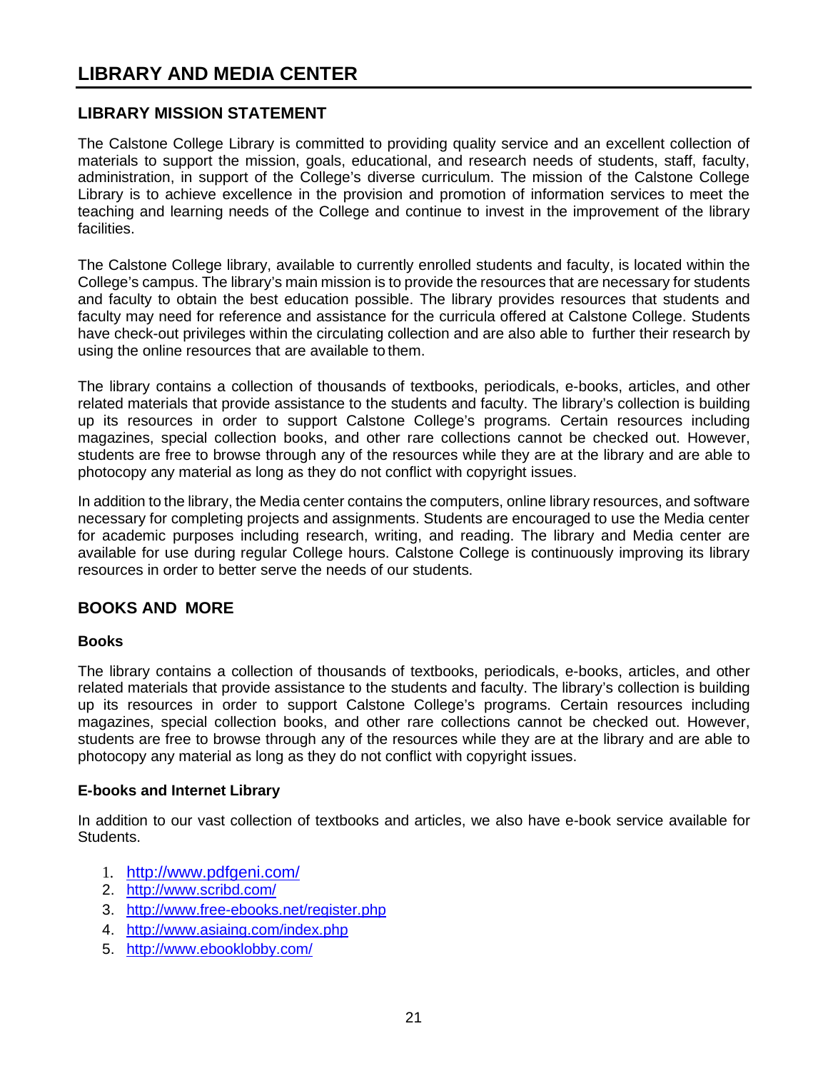# LIBRARY AND MEDIA CENTER

## LIBRARY MISSION STATEMENT

The Calstone College Library is committed to providing quality service and an excellent collection of materials to support the mission, goals, educational, and research needs of students, staff, faculty, administration, in support of the College's diverse curriculum. The mission of the Calstone College Library is to achieve excellence in the provision and promotion of information services to meet the teaching and learning needs of the College and continue to invest in the improvement of the library facilities.

The Calstone College library, available to currently enrolled students and faculty, is located within the College's campus. The library's main mission is to provide the resources that are necessary for students and faculty to obtain the best education possible. The library provides resources that students and faculty may need for reference and assistance for the curricula offered at Calstone College. Students have check-out privileges within the circulating collection and are also able to further their research by using the online resources that are available to them.

The library contains a collection of thousands of textbooks, periodicals, e-books, articles, and other related materials that provide assistance to the students and faculty. The library's collection is building up its resources in order to support Calstone College's programs. Certain resources including magazines, special collection books, and other rare collections cannot be checked out. However, students are free to browse through any of the resources while they are at the library and are able to photocopy any material as long as they do not conflict with copyright issues.

In addition to the library, the Media center contains the computers, online library resources, and software necessary for completing projects and assignments. Students are encouraged to use the Media center for academic purposes including research, writing, and reading. The library and Media center are available for use during regular College hours. Calstone College is continuously improving its library resources in order to better serve the needs of our students.

## BOOKS AND MORE

### Books

The library contains a collection of thousands of textbooks, periodicals, e-books, articles, and other related materials that provide assistance to the students and faculty. The library's collection is building up its resources in order to support Calstone College's programs. Certain resources including magazines, special collection books, and other rare collections cannot be checked out. However, students are free to browse through any of the resources while they are at the library and are able to photocopy any material as long as they do not conflict with copyright issues.

### E-books and Internet Library

In addition to our vast collection of textbooks and articles, we also have e-book service available for Students.

1. http://www.pdfgeni.com/
2. http://www.scribd.com/
3. http://www.free-ebooks.net/register.php
4. http://www.asiaing.com/index.php
5. http://www.ebooklobby.com/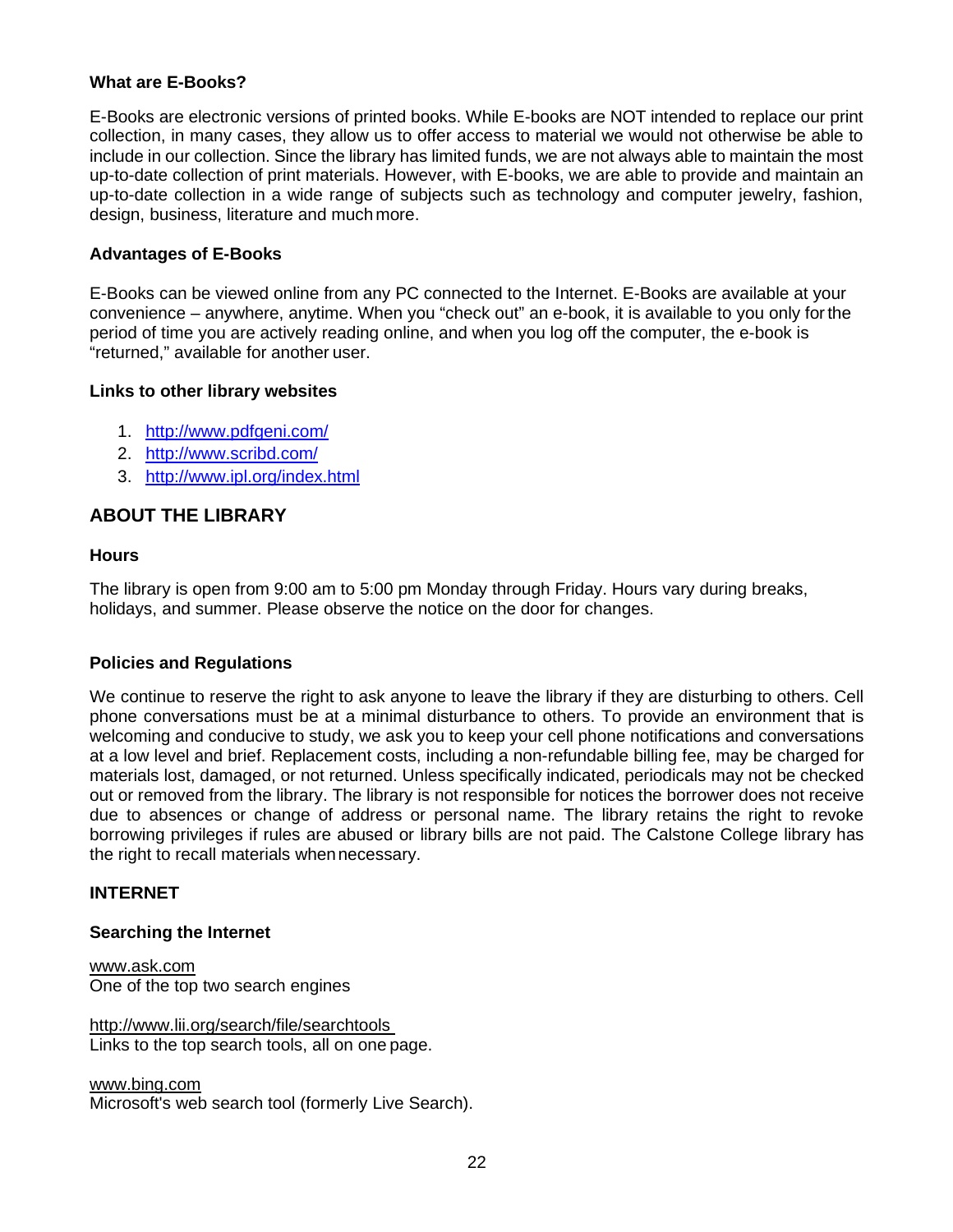### What are E-Books?

E-Books are electronic versions of printed books. While E-books are NOT intended to replace our print collection, in many cases, they allow us to offer access to material we would not otherwise be able to include in our collection. Since the library has limited funds, we are not always able to maintain the most up-to-date collection of print materials. However, with E-books, we are able to provide and maintain an up-to-date collection in a wide range of subjects such as technology and computer jewelry, fashion, design, business, literature and much more.

### Advantages of E-Books

E-Books can be viewed online from any PC connected to the Internet. E-Books are available at your convenience – anywhere, anytime. When you "check out" an e-book, it is available to you only for the period of time you are actively reading online, and when you log off the computer, the e-book is "returned," available for another user.

### Links to other library websites

1. http://www.pdfgeni.com/
2. http://www.scribd.com/
3. http://www.ipl.org/index.html

## ABOUT THE LIBRARY

### Hours

The library is open from 9:00 am to 5:00 pm Monday through Friday. Hours vary during breaks, holidays, and summer. Please observe the notice on the door for changes.

### Policies and Regulations

We continue to reserve the right to ask anyone to leave the library if they are disturbing to others. Cell phone conversations must be at a minimal disturbance to others. To provide an environment that is welcoming and conducive to study, we ask you to keep your cell phone notifications and conversations at a low level and brief. Replacement costs, including a non-refundable billing fee, may be charged for materials lost, damaged, or not returned. Unless specifically indicated, periodicals may not be checked out or removed from the library. The library is not responsible for notices the borrower does not receive due to absences or change of address or personal name. The library retains the right to revoke borrowing privileges if rules are abused or library bills are not paid. The Calstone College library has the right to recall materials when necessary.

### INTERNET

### Searching the Internet

www.ask.com
One of the top two search engines

http://www.lii.org/search/file/searchtools
Links to the top search tools, all on one page.

www.bing.com
Microsoft's web search tool (formerly Live Search).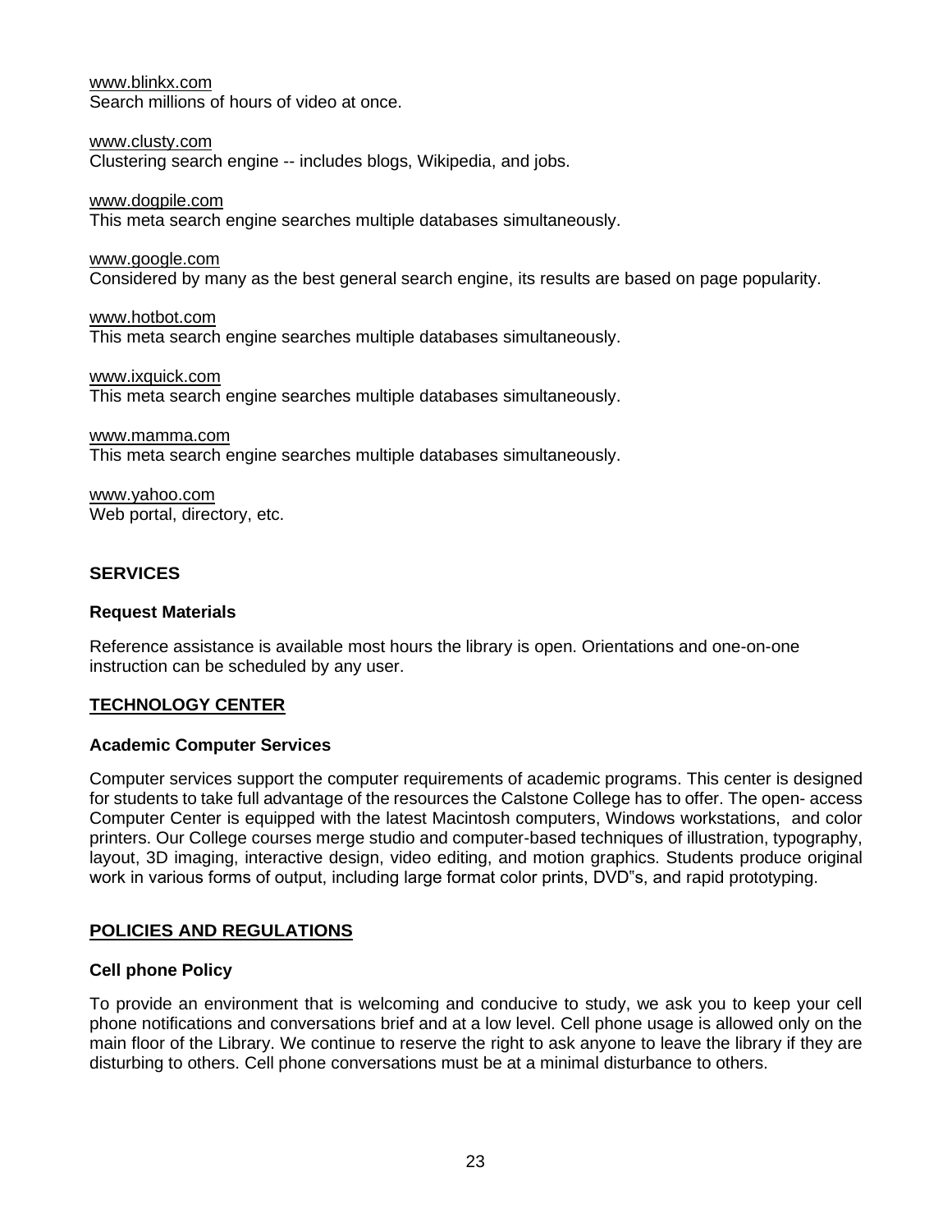www.blinkx.com
Search millions of hours of video at once.

www.clusty.com
Clustering search engine -- includes blogs, Wikipedia, and jobs.

www.dogpile.com
This meta search engine searches multiple databases simultaneously.

www.google.com
Considered by many as the best general search engine, its results are based on page popularity.

www.hotbot.com
This meta search engine searches multiple databases simultaneously.

www.ixquick.com
This meta search engine searches multiple databases simultaneously.

www.mamma.com
This meta search engine searches multiple databases simultaneously.

www.yahoo.com
Web portal, directory, etc.

## SERVICES

### Request Materials

Reference assistance is available most hours the library is open. Orientations and one-on-one instruction can be scheduled by any user.

## TECHNOLOGY CENTER

### Academic Computer Services

Computer services support the computer requirements of academic programs. This center is designed for students to take full advantage of the resources the Calstone College has to offer. The open- access Computer Center is equipped with the latest Macintosh computers, Windows workstations, and color printers. Our College courses merge studio and computer-based techniques of illustration, typography, layout, 3D imaging, interactive design, video editing, and motion graphics. Students produce original work in various forms of output, including large format color prints, DVD"s, and rapid prototyping.

## POLICIES AND REGULATIONS

### Cell phone Policy

To provide an environment that is welcoming and conducive to study, we ask you to keep your cell phone notifications and conversations brief and at a low level. Cell phone usage is allowed only on the main floor of the Library. We continue to reserve the right to ask anyone to leave the library if they are disturbing to others. Cell phone conversations must be at a minimal disturbance to others.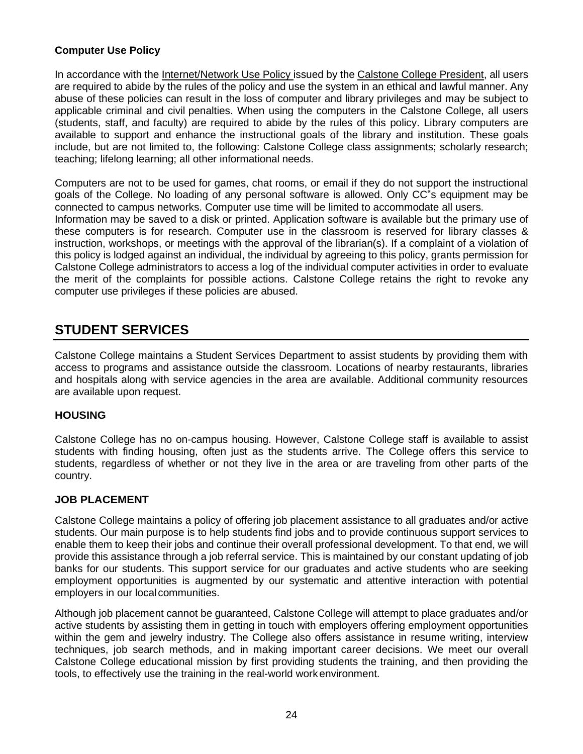**Computer Use Policy**

In accordance with the Internet/Network Use Policy issued by the Calstone College President, all users are required to abide by the rules of the policy and use the system in an ethical and lawful manner. Any abuse of these policies can result in the loss of computer and library privileges and may be subject to applicable criminal and civil penalties. When using the computers in the Calstone College, all users (students, staff, and faculty) are required to abide by the rules of this policy. Library computers are available to support and enhance the instructional goals of the library and institution. These goals include, but are not limited to, the following: Calstone College class assignments; scholarly research; teaching; lifelong learning; all other informational needs.

Computers are not to be used for games, chat rooms, or email if they do not support the instructional goals of the College. No loading of any personal software is allowed. Only CC"s equipment may be connected to campus networks. Computer use time will be limited to accommodate all users.
Information may be saved to a disk or printed. Application software is available but the primary use of these computers is for research. Computer use in the classroom is reserved for library classes & instruction, workshops, or meetings with the approval of the librarian(s). If a complaint of a violation of this policy is lodged against an individual, the individual by agreeing to this policy, grants permission for Calstone College administrators to access a log of the individual computer activities in order to evaluate the merit of the complaints for possible actions. Calstone College retains the right to revoke any computer use privileges if these policies are abused.

## STUDENT SERVICES

Calstone College maintains a Student Services Department to assist students by providing them with access to programs and assistance outside the classroom. Locations of nearby restaurants, libraries and hospitals along with service agencies in the area are available. Additional community resources are available upon request.

### HOUSING

Calstone College has no on-campus housing. However, Calstone College staff is available to assist students with finding housing, often just as the students arrive. The College offers this service to students, regardless of whether or not they live in the area or are traveling from other parts of the country.

### JOB PLACEMENT

Calstone College maintains a policy of offering job placement assistance to all graduates and/or active students. Our main purpose is to help students find jobs and to provide continuous support services to enable them to keep their jobs and continue their overall professional development. To that end, we will provide this assistance through a job referral service. This is maintained by our constant updating of job banks for our students. This support service for our graduates and active students who are seeking employment opportunities is augmented by our systematic and attentive interaction with potential employers in our local communities.

Although job placement cannot be guaranteed, Calstone College will attempt to place graduates and/or active students by assisting them in getting in touch with employers offering employment opportunities within the gem and jewelry industry. The College also offers assistance in resume writing, interview techniques, job search methods, and in making important career decisions. We meet our overall Calstone College educational mission by first providing students the training, and then providing the tools, to effectively use the training in the real-world work environment.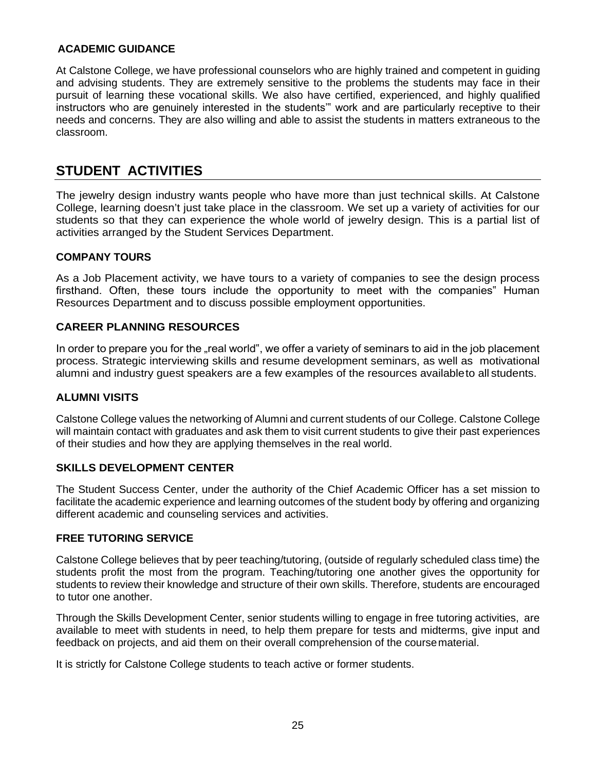### ACADEMIC GUIDANCE

At Calstone College, we have professional counselors who are highly trained and competent in guiding and advising students. They are extremely sensitive to the problems the students may face in their pursuit of learning these vocational skills. We also have certified, experienced, and highly qualified instructors who are genuinely interested in the students'" work and are particularly receptive to their needs and concerns. They are also willing and able to assist the students in matters extraneous to the classroom.

## STUDENT ACTIVITIES

The jewelry design industry wants people who have more than just technical skills. At Calstone College, learning doesn't just take place in the classroom. We set up a variety of activities for our students so that they can experience the whole world of jewelry design. This is a partial list of activities arranged by the Student Services Department.

### COMPANY TOURS

As a Job Placement activity, we have tours to a variety of companies to see the design process firsthand. Often, these tours include the opportunity to meet with the companies" Human Resources Department and to discuss possible employment opportunities.

### CAREER PLANNING RESOURCES

In order to prepare you for the „real world", we offer a variety of seminars to aid in the job placement process. Strategic interviewing skills and resume development seminars, as well as motivational alumni and industry guest speakers are a few examples of the resources available to all students.

### ALUMNI VISITS

Calstone College values the networking of Alumni and current students of our College. Calstone College will maintain contact with graduates and ask them to visit current students to give their past experiences of their studies and how they are applying themselves in the real world.

### SKILLS DEVELOPMENT CENTER

The Student Success Center, under the authority of the Chief Academic Officer has a set mission to facilitate the academic experience and learning outcomes of the student body by offering and organizing different academic and counseling services and activities.

### FREE TUTORING SERVICE

Calstone College believes that by peer teaching/tutoring, (outside of regularly scheduled class time) the students profit the most from the program. Teaching/tutoring one another gives the opportunity for students to review their knowledge and structure of their own skills. Therefore, students are encouraged to tutor one another.

Through the Skills Development Center, senior students willing to engage in free tutoring activities, are available to meet with students in need, to help them prepare for tests and midterms, give input and feedback on projects, and aid them on their overall comprehension of the course material.

It is strictly for Calstone College students to teach active or former students.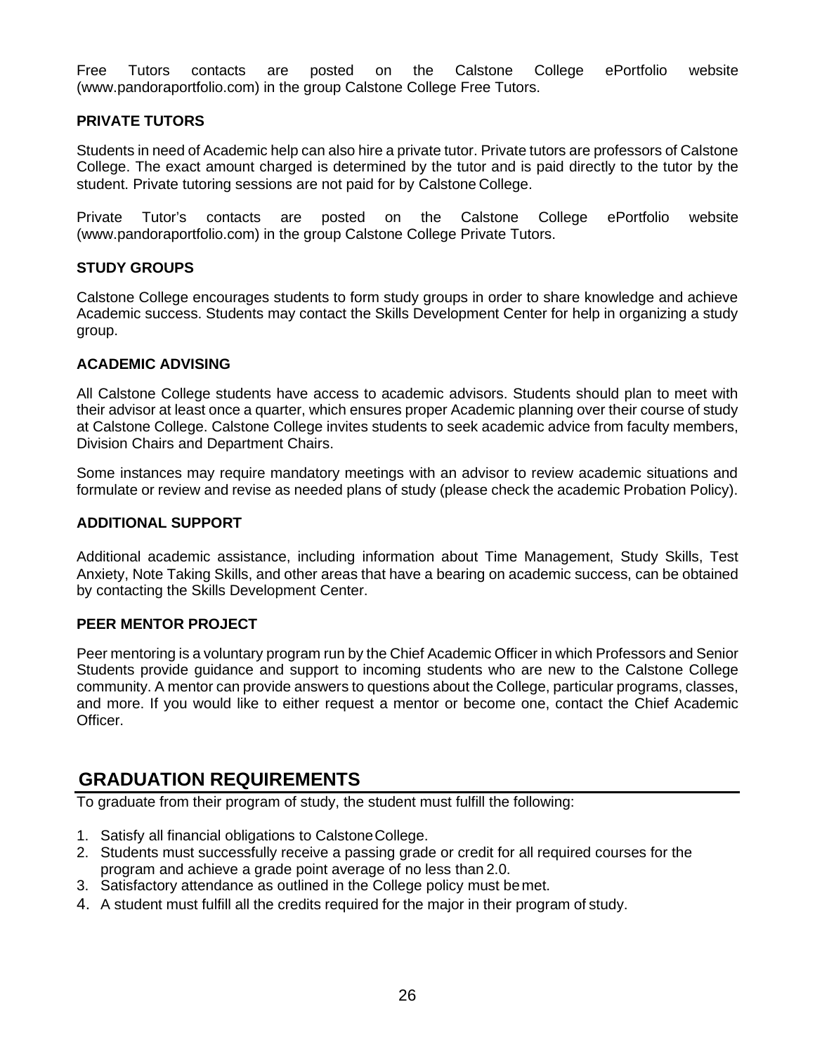Free Tutors contacts are posted on the Calstone College ePortfolio website (www.pandoraportfolio.com) in the group Calstone College Free Tutors.

### PRIVATE TUTORS

Students in need of Academic help can also hire a private tutor. Private tutors are professors of Calstone College. The exact amount charged is determined by the tutor and is paid directly to the tutor by the student. Private tutoring sessions are not paid for by Calstone College.

Private Tutor's contacts are posted on the Calstone College ePortfolio website (www.pandoraportfolio.com) in the group Calstone College Private Tutors.

### STUDY GROUPS

Calstone College encourages students to form study groups in order to share knowledge and achieve Academic success. Students may contact the Skills Development Center for help in organizing a study group.

### ACADEMIC ADVISING

All Calstone College students have access to academic advisors. Students should plan to meet with their advisor at least once a quarter, which ensures proper Academic planning over their course of study at Calstone College. Calstone College invites students to seek academic advice from faculty members, Division Chairs and Department Chairs.

Some instances may require mandatory meetings with an advisor to review academic situations and formulate or review and revise as needed plans of study (please check the academic Probation Policy).

### ADDITIONAL SUPPORT

Additional academic assistance, including information about Time Management, Study Skills, Test Anxiety, Note Taking Skills, and other areas that have a bearing on academic success, can be obtained by contacting the Skills Development Center.

### PEER MENTOR PROJECT

Peer mentoring is a voluntary program run by the Chief Academic Officer in which Professors and Senior Students provide guidance and support to incoming students who are new to the Calstone College community. A mentor can provide answers to questions about the College, particular programs, classes, and more. If you would like to either request a mentor or become one, contact the Chief Academic Officer.

## GRADUATION REQUIREMENTS

To graduate from their program of study, the student must fulfill the following:

1. Satisfy all financial obligations to Calstone College.
2. Students must successfully receive a passing grade or credit for all required courses for the program and achieve a grade point average of no less than 2.0.
3. Satisfactory attendance as outlined in the College policy must be met.
4. A student must fulfill all the credits required for the major in their program of study.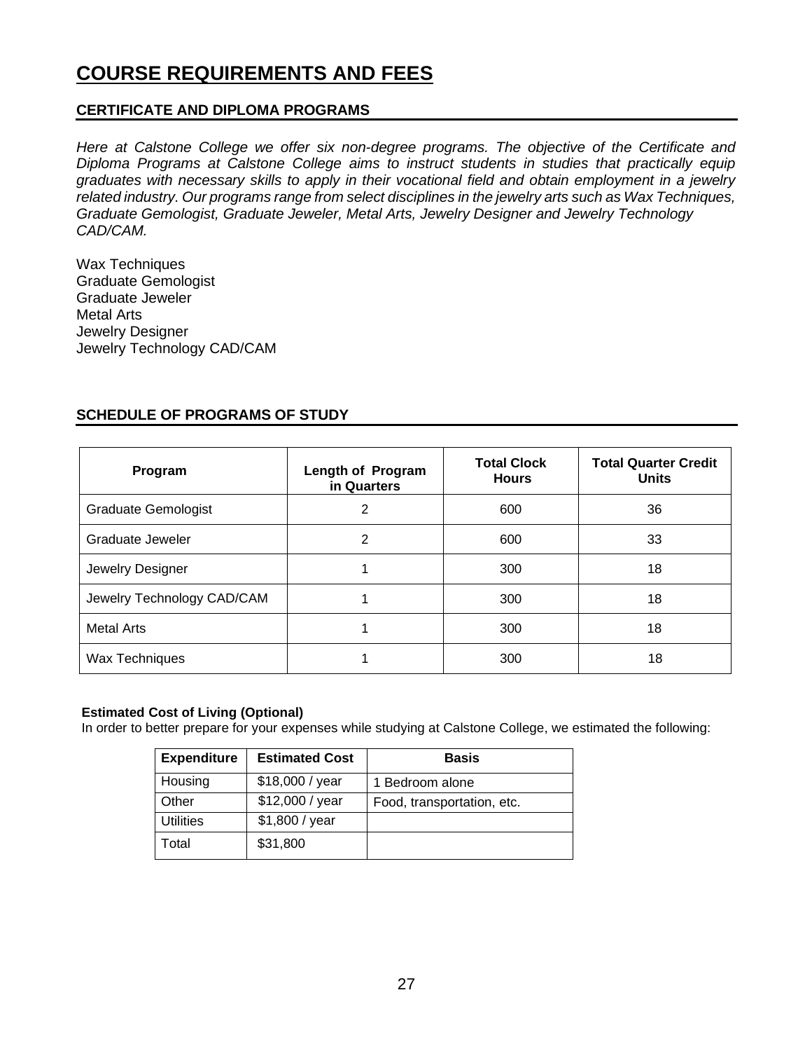# COURSE REQUIREMENTS AND FEES

## CERTIFICATE AND DIPLOMA PROGRAMS

*Here at Calstone College we offer six non-degree programs. The objective of the Certificate and Diploma Programs at Calstone College aims to instruct students in studies that practically equip graduates with necessary skills to apply in their vocational field and obtain employment in a jewelry related industry. Our programs range from select disciplines in the jewelry arts such as Wax Techniques, Graduate Gemologist, Graduate Jeweler, Metal Arts, Jewelry Designer and Jewelry Technology CAD/CAM.*

Wax Techniques
Graduate Gemologist
Graduate Jeweler
Metal Arts
Jewelry Designer
Jewelry Technology CAD/CAM

## SCHEDULE OF PROGRAMS OF STUDY

| Program | Length of Program in Quarters | Total Clock Hours | Total Quarter Credit Units |
|---|---|---|---|
| Graduate Gemologist | 2 | 600 | 36 |
| Graduate Jeweler | 2 | 600 | 33 |
| Jewelry Designer | 1 | 300 | 18 |
| Jewelry Technology CAD/CAM | 1 | 300 | 18 |
| Metal Arts | 1 | 300 | 18 |
| Wax Techniques | 1 | 300 | 18 |

**Estimated Cost of Living (Optional)**
In order to better prepare for your expenses while studying at Calstone College, we estimated the following:

| Expenditure | Estimated Cost | Basis |
|---|---|---|
| Housing | $18,000 / year | 1 Bedroom alone |
| Other | $12,000 / year | Food, transportation, etc. |
| Utilities | $1,800 / year | |
| Total | $31,800 | |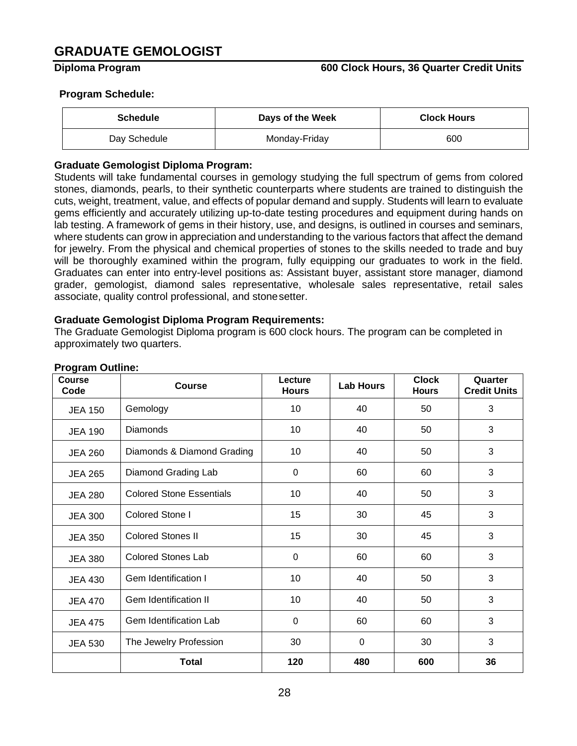# GRADUATE GEMOLOGIST

**Diploma Program** **600 Clock Hours, 36 Quarter Credit Units**

**Program Schedule:**

| Schedule | Days of the Week | Clock Hours |
|---|---|---|
| Day Schedule | Monday-Friday | 600 |

**Graduate Gemologist Diploma Program:**

Students will take fundamental courses in gemology studying the full spectrum of gems from colored stones, diamonds, pearls, to their synthetic counterparts where students are trained to distinguish the cuts, weight, treatment, value, and effects of popular demand and supply. Students will learn to evaluate gems efficiently and accurately utilizing up-to-date testing procedures and equipment during hands on lab testing. A framework of gems in their history, use, and designs, is outlined in courses and seminars, where students can grow in appreciation and understanding to the various factors that affect the demand for jewelry. From the physical and chemical properties of stones to the skills needed to trade and buy will be thoroughly examined within the program, fully equipping our graduates to work in the field. Graduates can enter into entry-level positions as: Assistant buyer, assistant store manager, diamond grader, gemologist, diamond sales representative, wholesale sales representative, retail sales associate, quality control professional, and stonesetter.

**Graduate Gemologist Diploma Program Requirements:**

The Graduate Gemologist Diploma program is 600 clock hours. The program can be completed in approximately two quarters.

**Program Outline:**

| Course Code | Course | Lecture Hours | Lab Hours | Clock Hours | Quarter Credit Units |
|---|---|---|---|---|---|
| JEA 150 | Gemology | 10 | 40 | 50 | 3 |
| JEA 190 | Diamonds | 10 | 40 | 50 | 3 |
| JEA 260 | Diamonds & Diamond Grading | 10 | 40 | 50 | 3 |
| JEA 265 | Diamond Grading Lab | 0 | 60 | 60 | 3 |
| JEA 280 | Colored Stone Essentials | 10 | 40 | 50 | 3 |
| JEA 300 | Colored Stone I | 15 | 30 | 45 | 3 |
| JEA 350 | Colored Stones II | 15 | 30 | 45 | 3 |
| JEA 380 | Colored Stones Lab | 0 | 60 | 60 | 3 |
| JEA 430 | Gem Identification I | 10 | 40 | 50 | 3 |
| JEA 470 | Gem Identification II | 10 | 40 | 50 | 3 |
| JEA 475 | Gem Identification Lab | 0 | 60 | 60 | 3 |
| JEA 530 | The Jewelry Profession | 30 | 0 | 30 | 3 |
| | **Total** | **120** | **480** | **600** | **36** |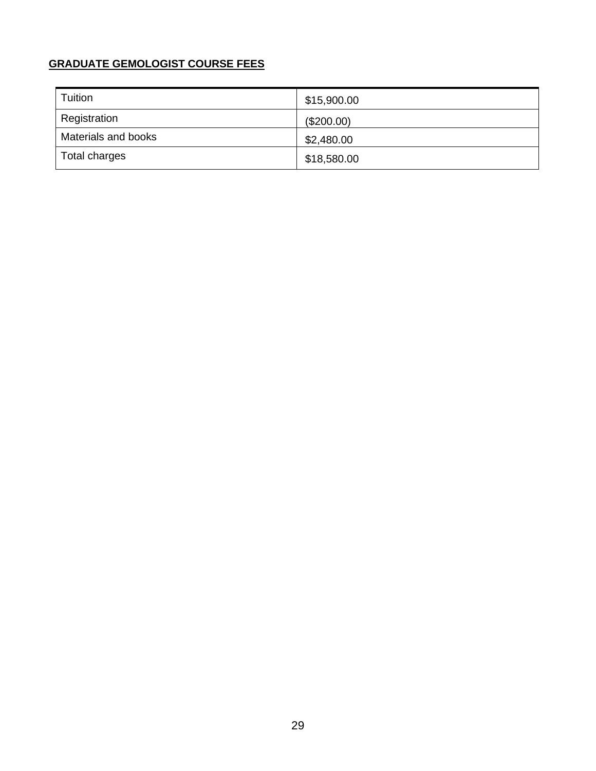**GRADUATE GEMOLOGIST COURSE FEES**

| | |
|---|---|
| Tuition | $15,900.00 |
| Registration | ($200.00) |
| Materials and books | $2,480.00 |
| Total charges | $18,580.00 |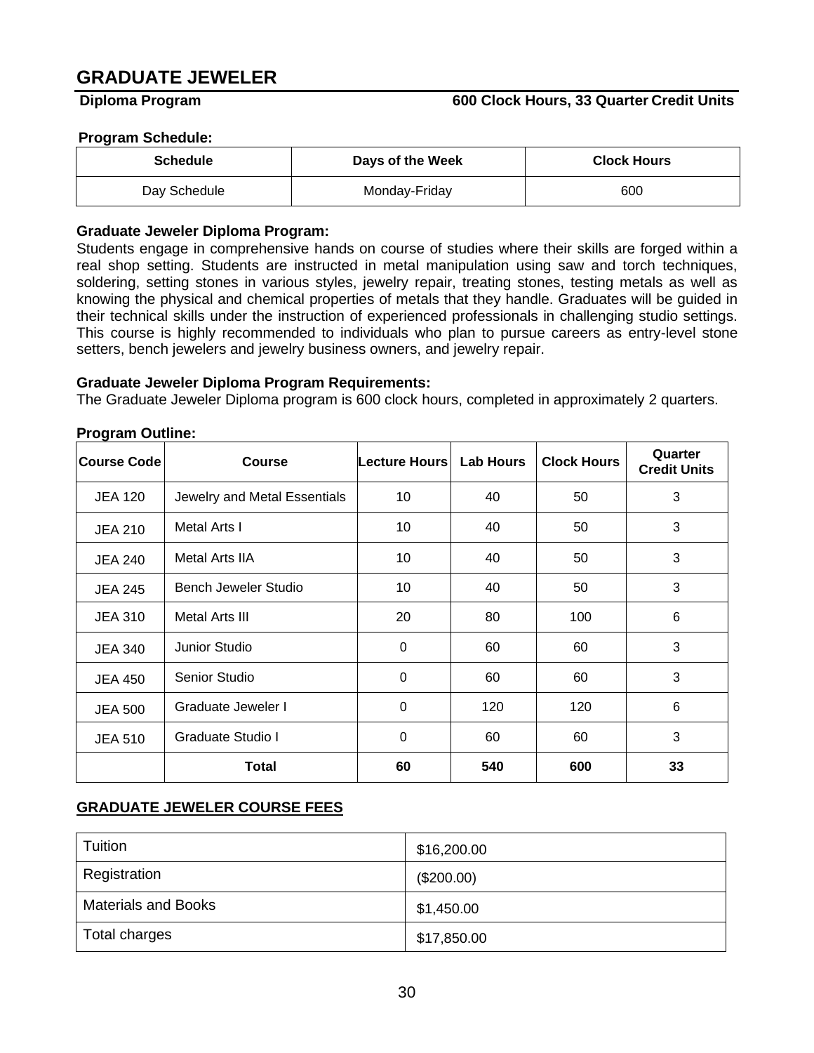# GRADUATE JEWELER

**Diploma Program** **600 Clock Hours, 33 Quarter Credit Units**

**Program Schedule:**

| Schedule | Days of the Week | Clock Hours |
|---|---|---|
| Day Schedule | Monday-Friday | 600 |

**Graduate Jeweler Diploma Program:**

Students engage in comprehensive hands on course of studies where their skills are forged within a real shop setting. Students are instructed in metal manipulation using saw and torch techniques, soldering, setting stones in various styles, jewelry repair, treating stones, testing metals as well as knowing the physical and chemical properties of metals that they handle. Graduates will be guided in their technical skills under the instruction of experienced professionals in challenging studio settings. This course is highly recommended to individuals who plan to pursue careers as entry-level stone setters, bench jewelers and jewelry business owners, and jewelry repair.

**Graduate Jeweler Diploma Program Requirements:**

The Graduate Jeweler Diploma program is 600 clock hours, completed in approximately 2 quarters.

**Program Outline:**

| Course Code | Course | Lecture Hours | Lab Hours | Clock Hours | Quarter Credit Units |
|---|---|---|---|---|---|
| JEA 120 | Jewelry and Metal Essentials | 10 | 40 | 50 | 3 |
| JEA 210 | Metal Arts I | 10 | 40 | 50 | 3 |
| JEA 240 | Metal Arts IIA | 10 | 40 | 50 | 3 |
| JEA 245 | Bench Jeweler Studio | 10 | 40 | 50 | 3 |
| JEA 310 | Metal Arts III | 20 | 80 | 100 | 6 |
| JEA 340 | Junior Studio | 0 | 60 | 60 | 3 |
| JEA 450 | Senior Studio | 0 | 60 | 60 | 3 |
| JEA 500 | Graduate Jeweler I | 0 | 120 | 120 | 6 |
| JEA 510 | Graduate Studio I | 0 | 60 | 60 | 3 |
| | **Total** | **60** | **540** | **600** | **33** |

## GRADUATE JEWELER COURSE FEES

| | |
|---|---|
| Tuition | $16,200.00 |
| Registration | ($200.00) |
| Materials and Books | $1,450.00 |
| Total charges | $17,850.00 |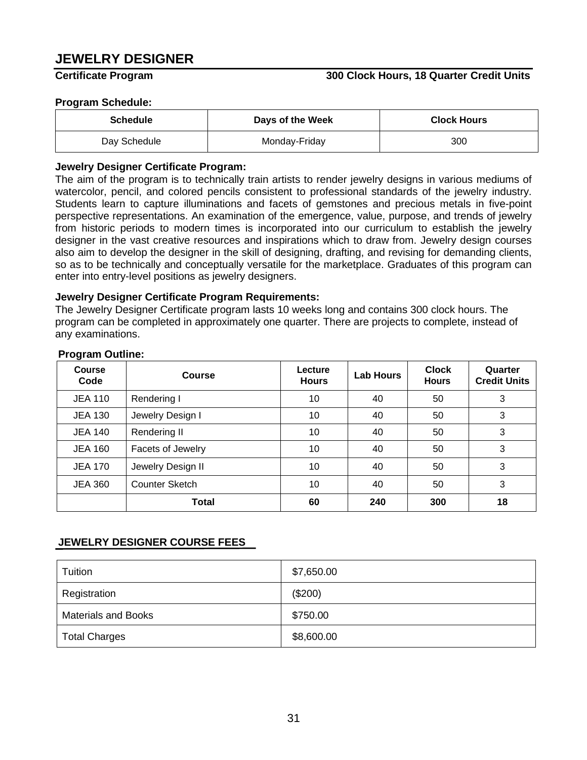# JEWELRY DESIGNER

**Certificate Program** **300 Clock Hours, 18 Quarter Credit Units**

**Program Schedule:**

| Schedule | Days of the Week | Clock Hours |
|---|---|---|
| Day Schedule | Monday-Friday | 300 |

**Jewelry Designer Certificate Program:**

The aim of the program is to technically train artists to render jewelry designs in various mediums of watercolor, pencil, and colored pencils consistent to professional standards of the jewelry industry. Students learn to capture illuminations and facets of gemstones and precious metals in five-point perspective representations. An examination of the emergence, value, purpose, and trends of jewelry from historic periods to modern times is incorporated into our curriculum to establish the jewelry designer in the vast creative resources and inspirations which to draw from. Jewelry design courses also aim to develop the designer in the skill of designing, drafting, and revising for demanding clients, so as to be technically and conceptually versatile for the marketplace. Graduates of this program can enter into entry-level positions as jewelry designers.

**Jewelry Designer Certificate Program Requirements:**

The Jewelry Designer Certificate program lasts 10 weeks long and contains 300 clock hours. The program can be completed in approximately one quarter. There are projects to complete, instead of any examinations.

**Program Outline:**

| Course Code | Course | Lecture Hours | Lab Hours | Clock Hours | Quarter Credit Units |
|---|---|---|---|---|---|
| JEA 110 | Rendering I | 10 | 40 | 50 | 3 |
| JEA 130 | Jewelry Design I | 10 | 40 | 50 | 3 |
| JEA 140 | Rendering II | 10 | 40 | 50 | 3 |
| JEA 160 | Facets of Jewelry | 10 | 40 | 50 | 3 |
| JEA 170 | Jewelry Design II | 10 | 40 | 50 | 3 |
| JEA 360 | Counter Sketch | 10 | 40 | 50 | 3 |
| | **Total** | **60** | **240** | **300** | **18** |

**JEWELRY DESIGNER COURSE FEES**

| | |
|---|---|
| Tuition | $7,650.00 |
| Registration | ($200) |
| Materials and Books | $750.00 |
| Total Charges | $8,600.00 |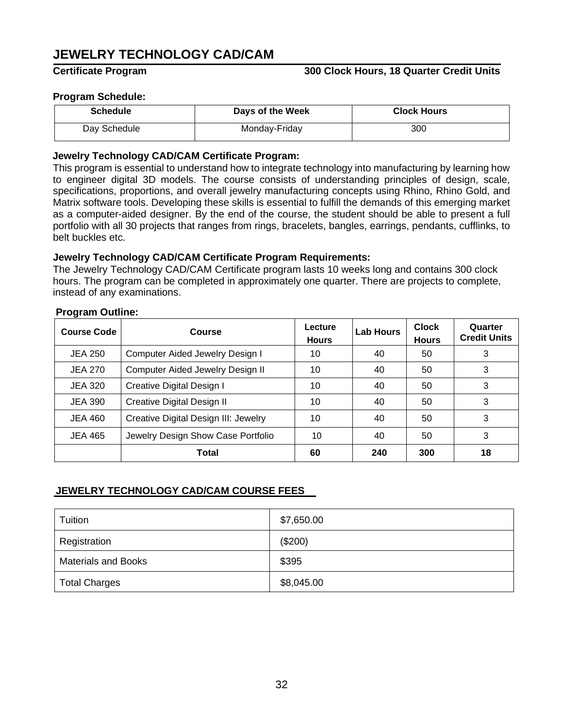# JEWELRY TECHNOLOGY CAD/CAM

**Certificate Program** **300 Clock Hours, 18 Quarter Credit Units**

**Program Schedule:**

| Schedule | Days of the Week | Clock Hours |
|---|---|---|
| Day Schedule | Monday-Friday | 300 |

**Jewelry Technology CAD/CAM Certificate Program:**

This program is essential to understand how to integrate technology into manufacturing by learning how to engineer digital 3D models. The course consists of understanding principles of design, scale, specifications, proportions, and overall jewelry manufacturing concepts using Rhino, Rhino Gold, and Matrix software tools. Developing these skills is essential to fulfill the demands of this emerging market as a computer-aided designer. By the end of the course, the student should be able to present a full portfolio with all 30 projects that ranges from rings, bracelets, bangles, earrings, pendants, cufflinks, to belt buckles etc.

**Jewelry Technology CAD/CAM Certificate Program Requirements:**

The Jewelry Technology CAD/CAM Certificate program lasts 10 weeks long and contains 300 clock hours. The program can be completed in approximately one quarter. There are projects to complete, instead of any examinations.

**Program Outline:**

| Course Code | Course | Lecture Hours | Lab Hours | Clock Hours | Quarter Credit Units |
|---|---|---|---|---|---|
| JEA 250 | Computer Aided Jewelry Design I | 10 | 40 | 50 | 3 |
| JEA 270 | Computer Aided Jewelry Design II | 10 | 40 | 50 | 3 |
| JEA 320 | Creative Digital Design I | 10 | 40 | 50 | 3 |
| JEA 390 | Creative Digital Design II | 10 | 40 | 50 | 3 |
| JEA 460 | Creative Digital Design III: Jewelry | 10 | 40 | 50 | 3 |
| JEA 465 | Jewelry Design Show Case Portfolio | 10 | 40 | 50 | 3 |
| | **Total** | **60** | **240** | **300** | **18** |

**JEWELRY TECHNOLOGY CAD/CAM COURSE FEES**

| | |
|---|---|
| Tuition | $7,650.00 |
| Registration | ($200) |
| Materials and Books | $395 |
| Total Charges | $8,045.00 |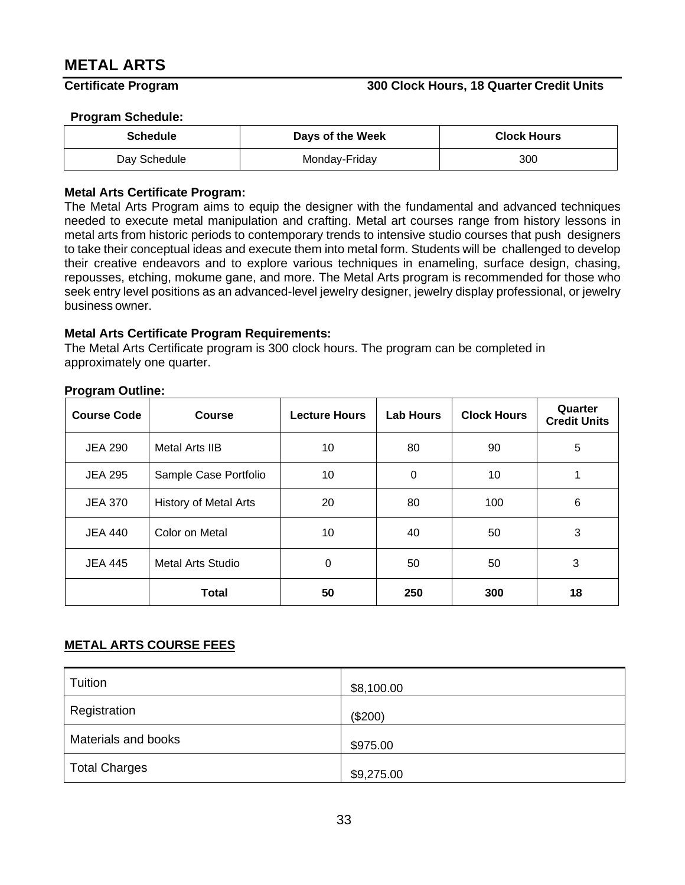# METAL ARTS

**Certificate Program** **300 Clock Hours, 18 Quarter Credit Units**

**Program Schedule:**

| Schedule | Days of the Week | Clock Hours |
|---|---|---|
| Day Schedule | Monday-Friday | 300 |

**Metal Arts Certificate Program:**

The Metal Arts Program aims to equip the designer with the fundamental and advanced techniques needed to execute metal manipulation and crafting. Metal art courses range from history lessons in metal arts from historic periods to contemporary trends to intensive studio courses that push designers to take their conceptual ideas and execute them into metal form. Students will be challenged to develop their creative endeavors and to explore various techniques in enameling, surface design, chasing, repousses, etching, mokume gane, and more. The Metal Arts program is recommended for those who seek entry level positions as an advanced-level jewelry designer, jewelry display professional, or jewelry business owner.

**Metal Arts Certificate Program Requirements:**

The Metal Arts Certificate program is 300 clock hours. The program can be completed in approximately one quarter.

**Program Outline:**

| Course Code | Course | Lecture Hours | Lab Hours | Clock Hours | Quarter Credit Units |
|---|---|---|---|---|---|
| JEA 290 | Metal Arts IIB | 10 | 80 | 90 | 5 |
| JEA 295 | Sample Case Portfolio | 10 | 0 | 10 | 1 |
| JEA 370 | History of Metal Arts | 20 | 80 | 100 | 6 |
| JEA 440 | Color on Metal | 10 | 40 | 50 | 3 |
| JEA 445 | Metal Arts Studio | 0 | 50 | 50 | 3 |
| | **Total** | **50** | **250** | **300** | **18** |

**METAL ARTS COURSE FEES**

| | |
|---|---|
| Tuition | $8,100.00 |
| Registration | ($200) |
| Materials and books | $975.00 |
| Total Charges | $9,275.00 |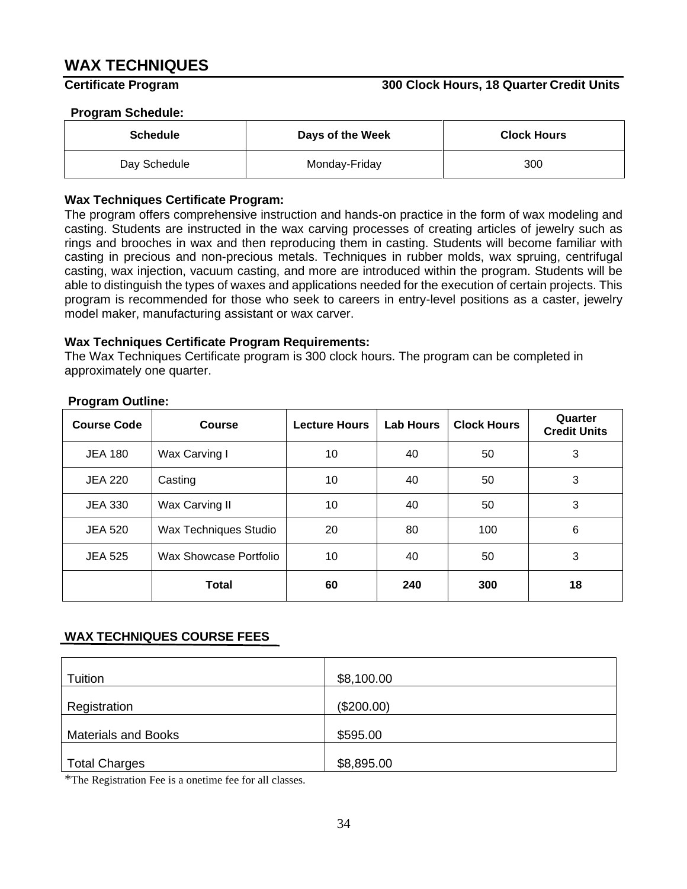# WAX TECHNIQUES

**Certificate Program** **300 Clock Hours, 18 Quarter Credit Units**

**Program Schedule:**

| Schedule | Days of the Week | Clock Hours |
|---|---|---|
| Day Schedule | Monday-Friday | 300 |

**Wax Techniques Certificate Program:**

The program offers comprehensive instruction and hands-on practice in the form of wax modeling and casting. Students are instructed in the wax carving processes of creating articles of jewelry such as rings and brooches in wax and then reproducing them in casting. Students will become familiar with casting in precious and non-precious metals. Techniques in rubber molds, wax spruing, centrifugal casting, wax injection, vacuum casting, and more are introduced within the program. Students will be able to distinguish the types of waxes and applications needed for the execution of certain projects. This program is recommended for those who seek to careers in entry-level positions as a caster, jewelry model maker, manufacturing assistant or wax carver.

**Wax Techniques Certificate Program Requirements:**

The Wax Techniques Certificate program is 300 clock hours. The program can be completed in approximately one quarter.

**Program Outline:**

| Course Code | Course | Lecture Hours | Lab Hours | Clock Hours | Quarter Credit Units |
|---|---|---|---|---|---|
| JEA 180 | Wax Carving I | 10 | 40 | 50 | 3 |
| JEA 220 | Casting | 10 | 40 | 50 | 3 |
| JEA 330 | Wax Carving II | 10 | 40 | 50 | 3 |
| JEA 520 | Wax Techniques Studio | 20 | 80 | 100 | 6 |
| JEA 525 | Wax Showcase Portfolio | 10 | 40 | 50 | 3 |
| | **Total** | **60** | **240** | **300** | **18** |

**WAX TECHNIQUES COURSE FEES**

| | |
|---|---|
| Tuition | $8,100.00 |
| Registration | ($200.00) |
| Materials and Books | $595.00 |
| Total Charges | $8,895.00 |

*The Registration Fee is a onetime fee for all classes.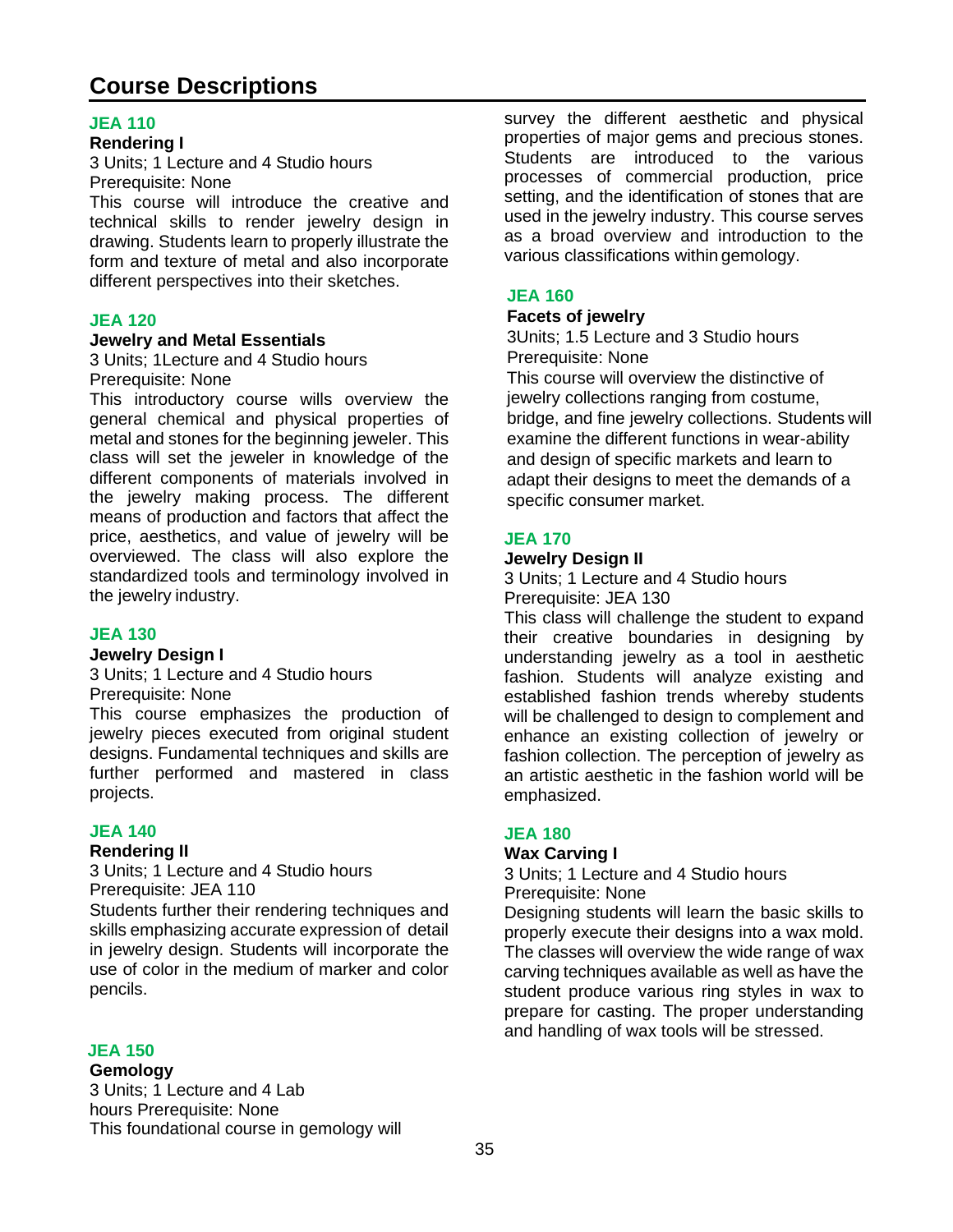# Course Descriptions

### JEA 110

**Rendering I**

3 Units; 1 Lecture and 4 Studio hours
Prerequisite: None

This course will introduce the creative and technical skills to render jewelry design in drawing. Students learn to properly illustrate the form and texture of metal and also incorporate different perspectives into their sketches.

### JEA 120

**Jewelry and Metal Essentials**

3 Units; 1Lecture and 4 Studio hours
Prerequisite: None

This introductory course wills overview the general chemical and physical properties of metal and stones for the beginning jeweler. This class will set the jeweler in knowledge of the different components of materials involved in the jewelry making process. The different means of production and factors that affect the price, aesthetics, and value of jewelry will be overviewed. The class will also explore the standardized tools and terminology involved in the jewelry industry.

### JEA 130

**Jewelry Design I**

3 Units; 1 Lecture and 4 Studio hours
Prerequisite: None

This course emphasizes the production of jewelry pieces executed from original student designs. Fundamental techniques and skills are further performed and mastered in class projects.

### JEA 140

**Rendering II**

3 Units; 1 Lecture and 4 Studio hours
Prerequisite: JEA 110

Students further their rendering techniques and skills emphasizing accurate expression of detail in jewelry design. Students will incorporate the use of color in the medium of marker and color pencils.

### JEA 150

**Gemology**

3 Units; 1 Lecture and 4 Lab hours Prerequisite: None

This foundational course in gemology will survey the different aesthetic and physical properties of major gems and precious stones. Students are introduced to the various processes of commercial production, price setting, and the identification of stones that are used in the jewelry industry. This course serves as a broad overview and introduction to the various classifications within gemology.

### JEA 160

**Facets of jewelry**

3Units; 1.5 Lecture and 3 Studio hours
Prerequisite: None

This course will overview the distinctive of jewelry collections ranging from costume, bridge, and fine jewelry collections. Students will examine the different functions in wear-ability and design of specific markets and learn to adapt their designs to meet the demands of a specific consumer market.

### JEA 170

**Jewelry Design II**

3 Units; 1 Lecture and 4 Studio hours
Prerequisite: JEA 130

This class will challenge the student to expand their creative boundaries in designing by understanding jewelry as a tool in aesthetic fashion. Students will analyze existing and established fashion trends whereby students will be challenged to design to complement and enhance an existing collection of jewelry or fashion collection. The perception of jewelry as an artistic aesthetic in the fashion world will be emphasized.

### JEA 180

**Wax Carving I**

3 Units; 1 Lecture and 4 Studio hours
Prerequisite: None

Designing students will learn the basic skills to properly execute their designs into a wax mold. The classes will overview the wide range of wax carving techniques available as well as have the student produce various ring styles in wax to prepare for casting. The proper understanding and handling of wax tools will be stressed.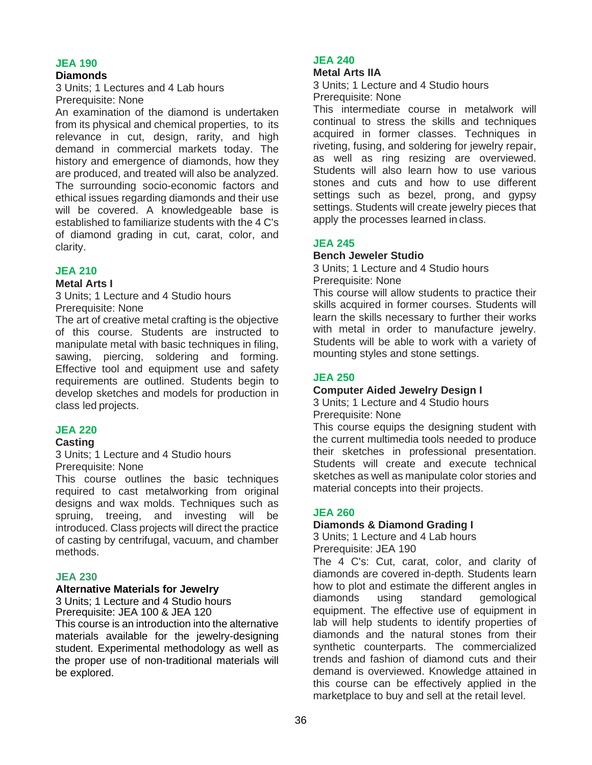### JEA 190

**Diamonds**

3 Units; 1 Lectures and 4 Lab hours
Prerequisite: None

An examination of the diamond is undertaken from its physical and chemical properties, to its relevance in cut, design, rarity, and high demand in commercial markets today. The history and emergence of diamonds, how they are produced, and treated will also be analyzed. The surrounding socio-economic factors and ethical issues regarding diamonds and their use will be covered. A knowledgeable base is established to familiarize students with the 4 C's of diamond grading in cut, carat, color, and clarity.

### JEA 210

**Metal Arts I**

3 Units; 1 Lecture and 4 Studio hours
Prerequisite: None

The art of creative metal crafting is the objective of this course. Students are instructed to manipulate metal with basic techniques in filing, sawing, piercing, soldering and forming. Effective tool and equipment use and safety requirements are outlined. Students begin to develop sketches and models for production in class led projects.

### JEA 220

**Casting**

3 Units; 1 Lecture and 4 Studio hours
Prerequisite: None

This course outlines the basic techniques required to cast metalworking from original designs and wax molds. Techniques such as spruing, treeing, and investing will be introduced. Class projects will direct the practice of casting by centrifugal, vacuum, and chamber methods.

### JEA 230

**Alternative Materials for Jewelry**

3 Units; 1 Lecture and 4 Studio hours
Prerequisite: JEA 100 & JEA 120

This course is an introduction into the alternative materials available for the jewelry-designing student. Experimental methodology as well as the proper use of non-traditional materials will be explored.

### JEA 240

**Metal Arts IIA**

3 Units; 1 Lecture and 4 Studio hours
Prerequisite: None

This intermediate course in metalwork will continual to stress the skills and techniques acquired in former classes. Techniques in riveting, fusing, and soldering for jewelry repair, as well as ring resizing are overviewed. Students will also learn how to use various stones and cuts and how to use different settings such as bezel, prong, and gypsy settings. Students will create jewelry pieces that apply the processes learned in class.

### JEA 245

**Bench Jeweler Studio**

3 Units; 1 Lecture and 4 Studio hours
Prerequisite: None

This course will allow students to practice their skills acquired in former courses. Students will learn the skills necessary to further their works with metal in order to manufacture jewelry. Students will be able to work with a variety of mounting styles and stone settings.

### JEA 250

**Computer Aided Jewelry Design I**

3 Units; 1 Lecture and 4 Studio hours
Prerequisite: None

This course equips the designing student with the current multimedia tools needed to produce their sketches in professional presentation. Students will create and execute technical sketches as well as manipulate color stories and material concepts into their projects.

### JEA 260

**Diamonds & Diamond Grading I**

3 Units; 1 Lecture and 4 Lab hours
Prerequisite: JEA 190

The 4 C's: Cut, carat, color, and clarity of diamonds are covered in-depth. Students learn how to plot and estimate the different angles in diamonds using standard gemological equipment. The effective use of equipment in lab will help students to identify properties of diamonds and the natural stones from their synthetic counterparts. The commercialized trends and fashion of diamond cuts and their demand is overviewed. Knowledge attained in this course can be effectively applied in the marketplace to buy and sell at the retail level.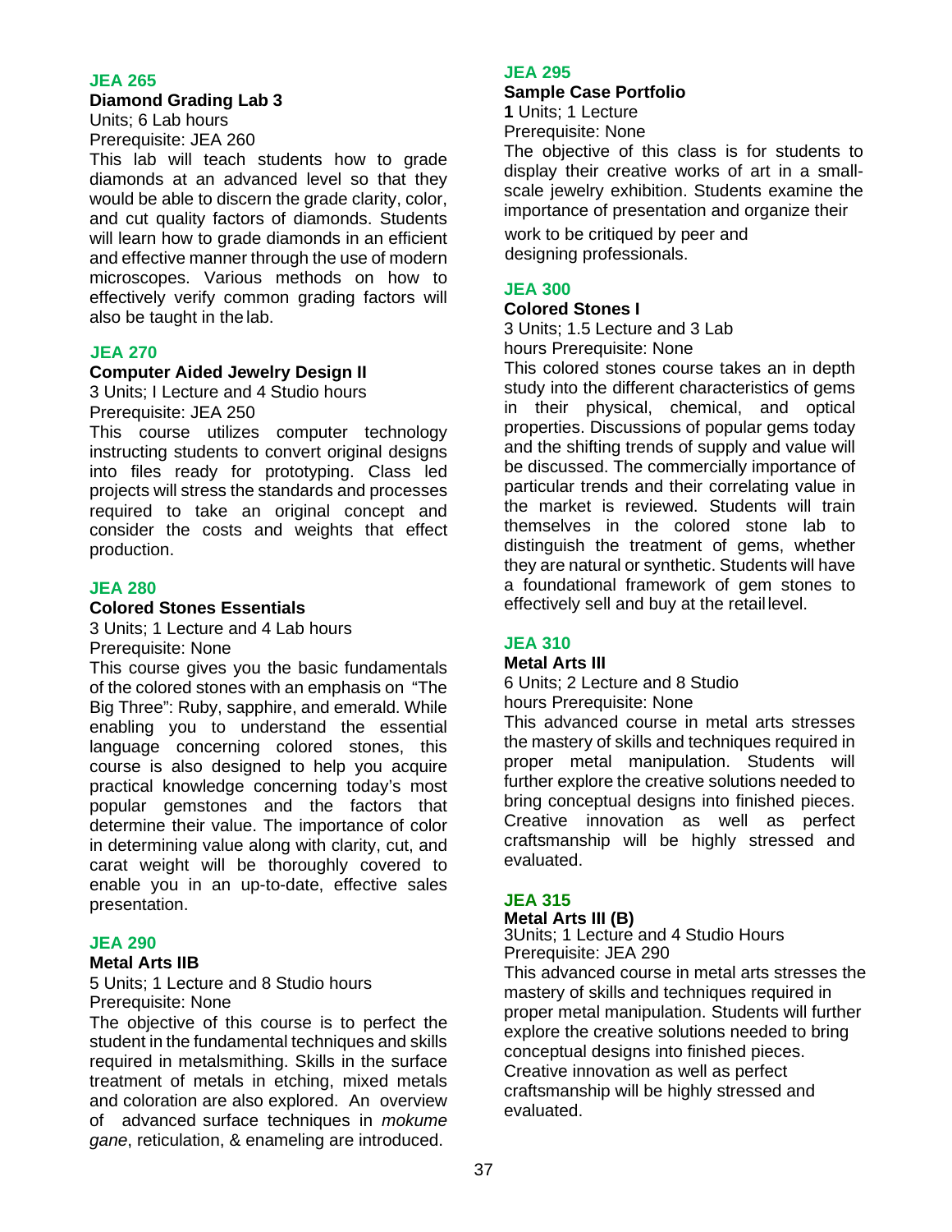### JEA 265

**Diamond Grading Lab 3**

Units; 6 Lab hours

Prerequisite: JEA 260

This lab will teach students how to grade diamonds at an advanced level so that they would be able to discern the grade clarity, color, and cut quality factors of diamonds. Students will learn how to grade diamonds in an efficient and effective manner through the use of modern microscopes. Various methods on how to effectively verify common grading factors will also be taught in the lab.

### JEA 270

**Computer Aided Jewelry Design II**

3 Units; I Lecture and 4 Studio hours

Prerequisite: JEA 250

This course utilizes computer technology instructing students to convert original designs into files ready for prototyping. Class led projects will stress the standards and processes required to take an original concept and consider the costs and weights that effect production.

### JEA 280

**Colored Stones Essentials**

3 Units; 1 Lecture and 4 Lab hours

Prerequisite: None

This course gives you the basic fundamentals of the colored stones with an emphasis on "The Big Three": Ruby, sapphire, and emerald. While enabling you to understand the essential language concerning colored stones, this course is also designed to help you acquire practical knowledge concerning today's most popular gemstones and the factors that determine their value. The importance of color in determining value along with clarity, cut, and carat weight will be thoroughly covered to enable you in an up-to-date, effective sales presentation.

### JEA 290

**Metal Arts IIB**

5 Units; 1 Lecture and 8 Studio hours

Prerequisite: None

The objective of this course is to perfect the student in the fundamental techniques and skills required in metalsmithing. Skills in the surface treatment of metals in etching, mixed metals and coloration are also explored. An overview of advanced surface techniques in *mokume gane*, reticulation, & enameling are introduced.

### JEA 295

**Sample Case Portfolio**

**1** Units; 1 Lecture

Prerequisite: None

The objective of this class is for students to display their creative works of art in a small-scale jewelry exhibition. Students examine the importance of presentation and organize their work to be critiqued by peer and designing professionals.

### JEA 300

**Colored Stones I**

3 Units; 1.5 Lecture and 3 Lab hours Prerequisite: None

This colored stones course takes an in depth study into the different characteristics of gems in their physical, chemical, and optical properties. Discussions of popular gems today and the shifting trends of supply and value will be discussed. The commercially importance of particular trends and their correlating value in the market is reviewed. Students will train themselves in the colored stone lab to distinguish the treatment of gems, whether they are natural or synthetic. Students will have a foundational framework of gem stones to effectively sell and buy at the retail level.

### JEA 310

**Metal Arts III**

6 Units; 2 Lecture and 8 Studio hours Prerequisite: None

This advanced course in metal arts stresses the mastery of skills and techniques required in proper metal manipulation. Students will further explore the creative solutions needed to bring conceptual designs into finished pieces. Creative innovation as well as perfect craftsmanship will be highly stressed and evaluated.

### JEA 315

**Metal Arts III (B)**

3Units; 1 Lecture and 4 Studio Hours

Prerequisite: JEA 290

This advanced course in metal arts stresses the mastery of skills and techniques required in proper metal manipulation. Students will further explore the creative solutions needed to bring conceptual designs into finished pieces. Creative innovation as well as perfect craftsmanship will be highly stressed and evaluated.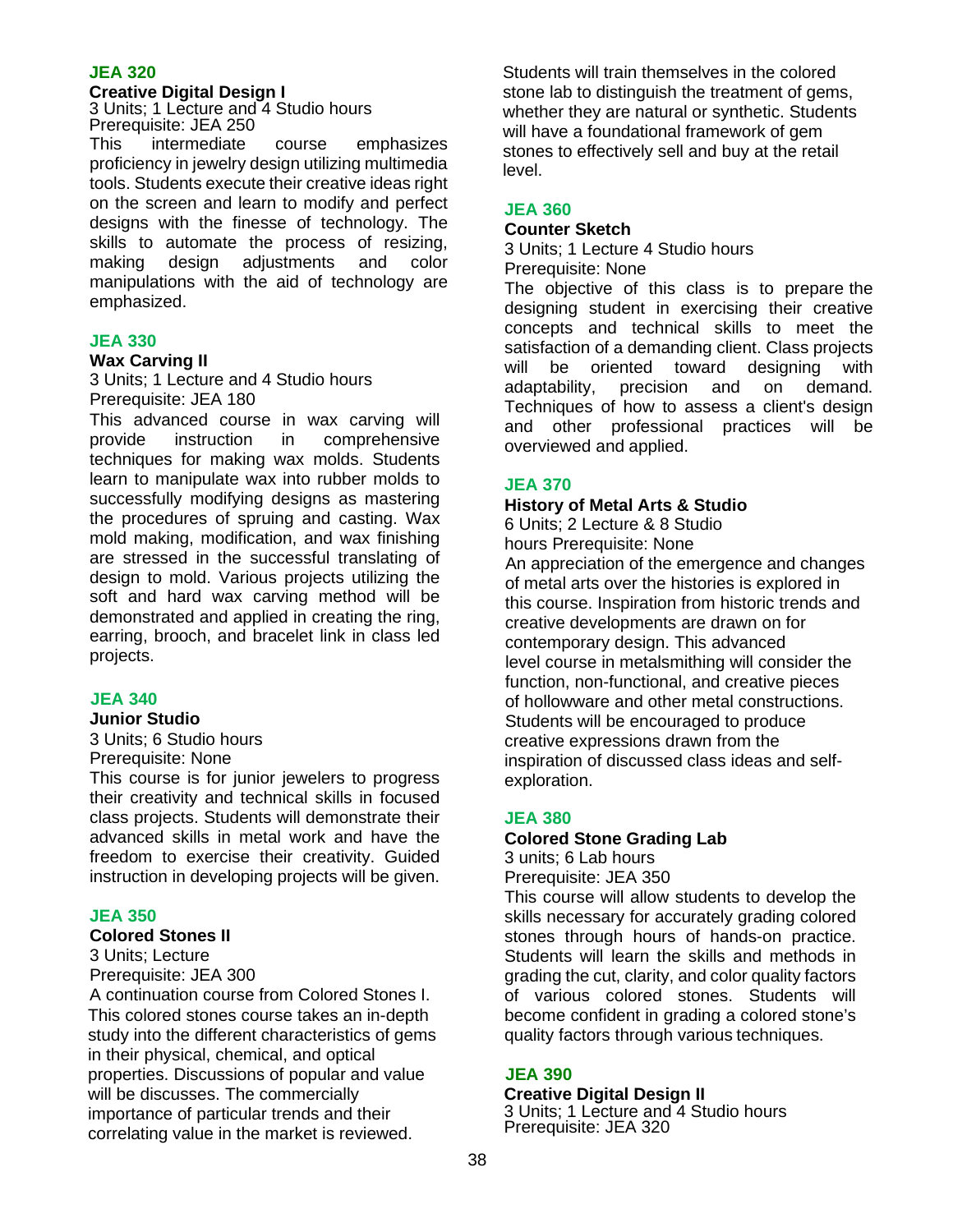## JEA 320

**Creative Digital Design I**

3 Units; 1 Lecture and 4 Studio hours
Prerequisite: JEA 250

This intermediate course emphasizes proficiency in jewelry design utilizing multimedia tools. Students execute their creative ideas right on the screen and learn to modify and perfect designs with the finesse of technology. The skills to automate the process of resizing, making design adjustments and color manipulations with the aid of technology are emphasized.

## JEA 330

**Wax Carving II**

3 Units; 1 Lecture and 4 Studio hours
Prerequisite: JEA 180

This advanced course in wax carving will provide instruction in comprehensive techniques for making wax molds. Students learn to manipulate wax into rubber molds to successfully modifying designs as mastering the procedures of spruing and casting. Wax mold making, modification, and wax finishing are stressed in the successful translating of design to mold. Various projects utilizing the soft and hard wax carving method will be demonstrated and applied in creating the ring, earring, brooch, and bracelet link in class led projects.

## JEA 340

**Junior Studio**

3 Units; 6 Studio hours
Prerequisite: None

This course is for junior jewelers to progress their creativity and technical skills in focused class projects. Students will demonstrate their advanced skills in metal work and have the freedom to exercise their creativity. Guided instruction in developing projects will be given.

## JEA 350

**Colored Stones II**

3 Units; Lecture
Prerequisite: JEA 300

A continuation course from Colored Stones I. This colored stones course takes an in-depth study into the different characteristics of gems in their physical, chemical, and optical properties. Discussions of popular and value will be discusses. The commercially importance of particular trends and their correlating value in the market is reviewed. Students will train themselves in the colored stone lab to distinguish the treatment of gems, whether they are natural or synthetic. Students will have a foundational framework of gem stones to effectively sell and buy at the retail level.

## JEA 360

**Counter Sketch**

3 Units; 1 Lecture 4 Studio hours
Prerequisite: None

The objective of this class is to prepare the designing student in exercising their creative concepts and technical skills to meet the satisfaction of a demanding client. Class projects will be oriented toward designing with adaptability, precision and on demand. Techniques of how to assess a client's design and other professional practices will be overviewed and applied.

## JEA 370

**History of Metal Arts & Studio**

6 Units; 2 Lecture & 8 Studio hours Prerequisite: None

An appreciation of the emergence and changes of metal arts over the histories is explored in this course. Inspiration from historic trends and creative developments are drawn on for contemporary design. This advanced level course in metalsmithing will consider the function, non-functional, and creative pieces of hollowware and other metal constructions. Students will be encouraged to produce creative expressions drawn from the inspiration of discussed class ideas and self-exploration.

## JEA 380

**Colored Stone Grading Lab**

3 units; 6 Lab hours
Prerequisite: JEA 350

This course will allow students to develop the skills necessary for accurately grading colored stones through hours of hands-on practice. Students will learn the skills and methods in grading the cut, clarity, and color quality factors of various colored stones. Students will become confident in grading a colored stone's quality factors through various techniques.

## JEA 390

**Creative Digital Design II**

3 Units; 1 Lecture and 4 Studio hours
Prerequisite: JEA 320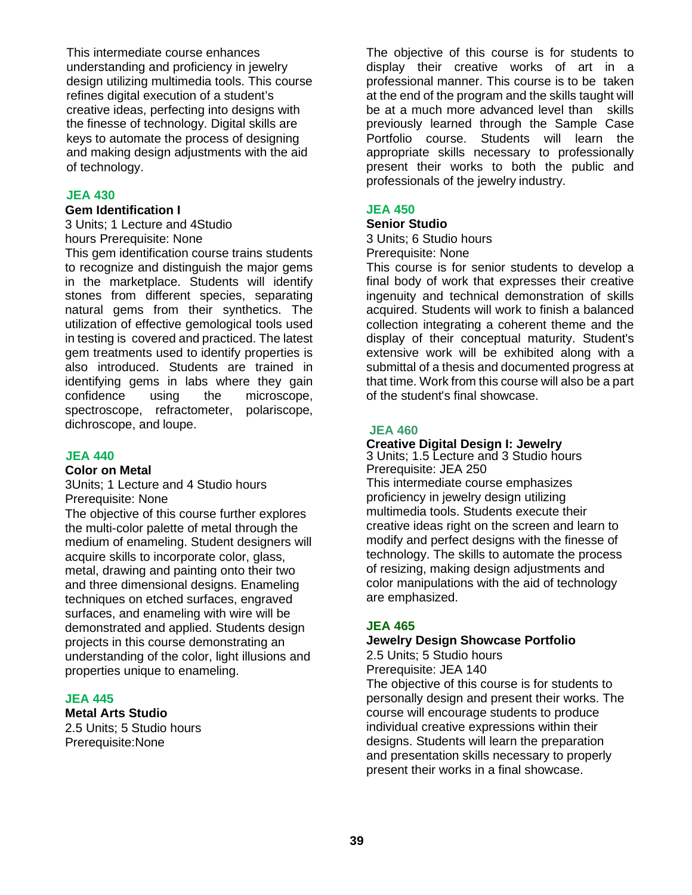This intermediate course enhances understanding and proficiency in jewelry design utilizing multimedia tools. This course refines digital execution of a student's creative ideas, perfecting into designs with the finesse of technology. Digital skills are keys to automate the process of designing and making design adjustments with the aid of technology.

### JEA 430

**Gem Identification I**

3 Units; 1 Lecture and 4Studio hours Prerequisite: None

This gem identification course trains students to recognize and distinguish the major gems in the marketplace. Students will identify stones from different species, separating natural gems from their synthetics. The utilization of effective gemological tools used in testing is covered and practiced. The latest gem treatments used to identify properties is also introduced. Students are trained in identifying gems in labs where they gain confidence using the microscope, spectroscope, refractometer, polariscope, dichroscope, and loupe.

### JEA 440

**Color on Metal**

3Units; 1 Lecture and 4 Studio hours
Prerequisite: None

The objective of this course further explores the multi-color palette of metal through the medium of enameling. Student designers will acquire skills to incorporate color, glass, metal, drawing and painting onto their two and three dimensional designs. Enameling techniques on etched surfaces, engraved surfaces, and enameling with wire will be demonstrated and applied. Students design projects in this course demonstrating an understanding of the color, light illusions and properties unique to enameling.

### JEA 445

**Metal Arts Studio**

2.5 Units; 5 Studio hours
Prerequisite:None

The objective of this course is for students to display their creative works of art in a professional manner. This course is to be taken at the end of the program and the skills taught will be at a much more advanced level than skills previously learned through the Sample Case Portfolio course. Students will learn the appropriate skills necessary to professionally present their works to both the public and professionals of the jewelry industry.

### JEA 450

**Senior Studio**

3 Units; 6 Studio hours
Prerequisite: None

This course is for senior students to develop a final body of work that expresses their creative ingenuity and technical demonstration of skills acquired. Students will work to finish a balanced collection integrating a coherent theme and the display of their conceptual maturity. Student's extensive work will be exhibited along with a submittal of a thesis and documented progress at that time. Work from this course will also be a part of the student's final showcase.

### JEA 460

**Creative Digital Design I: Jewelry**

3 Units; 1.5 Lecture and 3 Studio hours
Prerequisite: JEA 250

This intermediate course emphasizes proficiency in jewelry design utilizing multimedia tools. Students execute their creative ideas right on the screen and learn to modify and perfect designs with the finesse of technology. The skills to automate the process of resizing, making design adjustments and color manipulations with the aid of technology are emphasized.

### JEA 465

**Jewelry Design Showcase Portfolio**

2.5 Units; 5 Studio hours
Prerequisite: JEA 140

The objective of this course is for students to personally design and present their works. The course will encourage students to produce individual creative expressions within their designs. Students will learn the preparation and presentation skills necessary to properly present their works in a final showcase.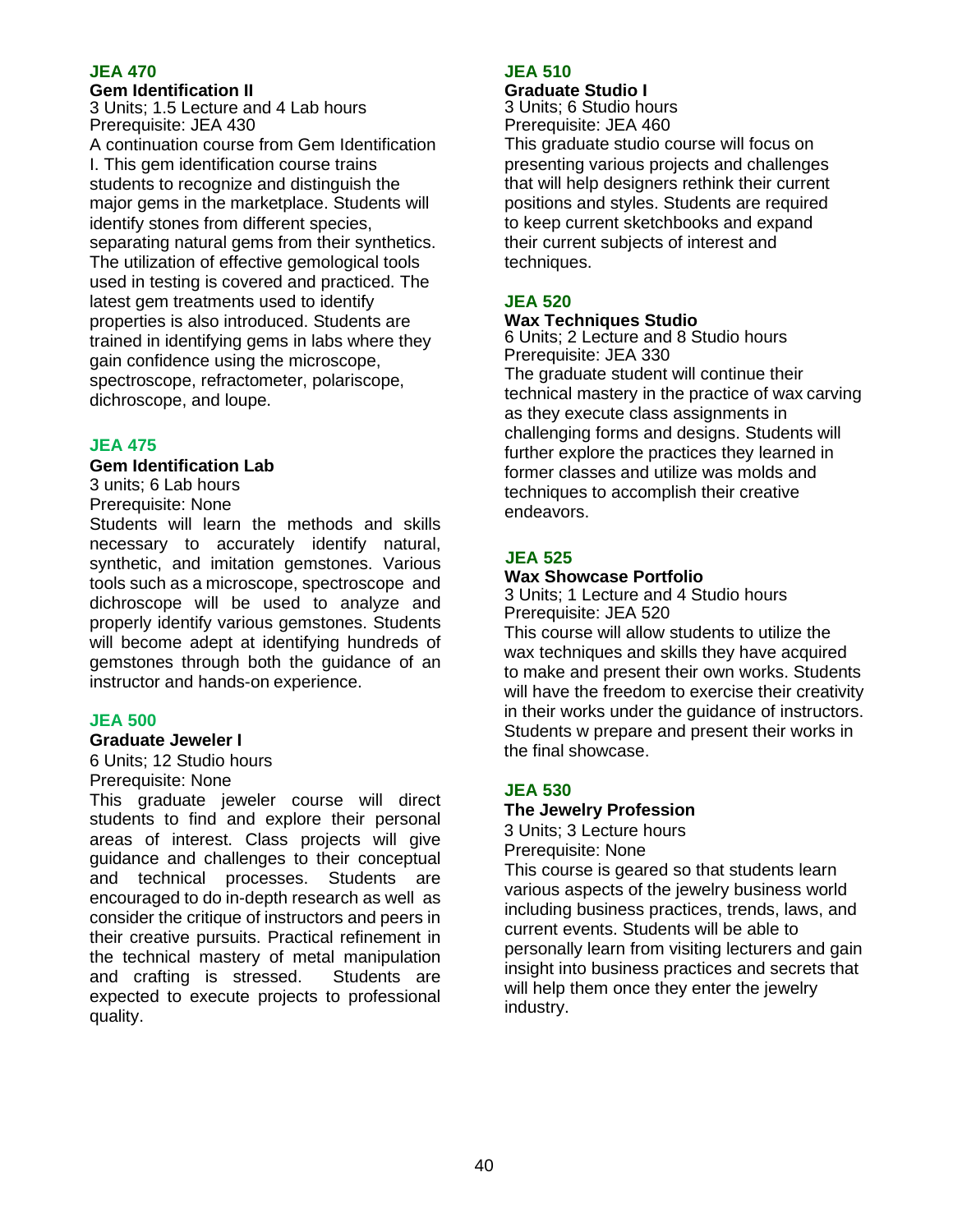### JEA 470

**Gem Identification II**

3 Units; 1.5 Lecture and 4 Lab hours
Prerequisite: JEA 430

A continuation course from Gem Identification I. This gem identification course trains students to recognize and distinguish the major gems in the marketplace. Students will identify stones from different species, separating natural gems from their synthetics. The utilization of effective gemological tools used in testing is covered and practiced. The latest gem treatments used to identify properties is also introduced. Students are trained in identifying gems in labs where they gain confidence using the microscope, spectroscope, refractometer, polariscope, dichroscope, and loupe.

### JEA 475

**Gem Identification Lab**

3 units; 6 Lab hours
Prerequisite: None

Students will learn the methods and skills necessary to accurately identify natural, synthetic, and imitation gemstones. Various tools such as a microscope, spectroscope and dichroscope will be used to analyze and properly identify various gemstones. Students will become adept at identifying hundreds of gemstones through both the guidance of an instructor and hands-on experience.

### JEA 500

**Graduate Jeweler I**

6 Units; 12 Studio hours
Prerequisite: None

This graduate jeweler course will direct students to find and explore their personal areas of interest. Class projects will give guidance and challenges to their conceptual and technical processes. Students are encouraged to do in-depth research as well as consider the critique of instructors and peers in their creative pursuits. Practical refinement in the technical mastery of metal manipulation and crafting is stressed. Students are expected to execute projects to professional quality.

### JEA 510

**Graduate Studio I**

3 Units; 6 Studio hours
Prerequisite: JEA 460

This graduate studio course will focus on presenting various projects and challenges that will help designers rethink their current positions and styles. Students are required to keep current sketchbooks and expand their current subjects of interest and techniques.

### JEA 520

**Wax Techniques Studio**

6 Units; 2 Lecture and 8 Studio hours
Prerequisite: JEA 330

The graduate student will continue their technical mastery in the practice of wax carving as they execute class assignments in challenging forms and designs. Students will further explore the practices they learned in former classes and utilize was molds and techniques to accomplish their creative endeavors.

### JEA 525

**Wax Showcase Portfolio**

3 Units; 1 Lecture and 4 Studio hours
Prerequisite: JEA 520

This course will allow students to utilize the wax techniques and skills they have acquired to make and present their own works. Students will have the freedom to exercise their creativity in their works under the guidance of instructors. Students w prepare and present their works in the final showcase.

### JEA 530

**The Jewelry Profession**

3 Units; 3 Lecture hours
Prerequisite: None

This course is geared so that students learn various aspects of the jewelry business world including business practices, trends, laws, and current events. Students will be able to personally learn from visiting lecturers and gain insight into business practices and secrets that will help them once they enter the jewelry industry.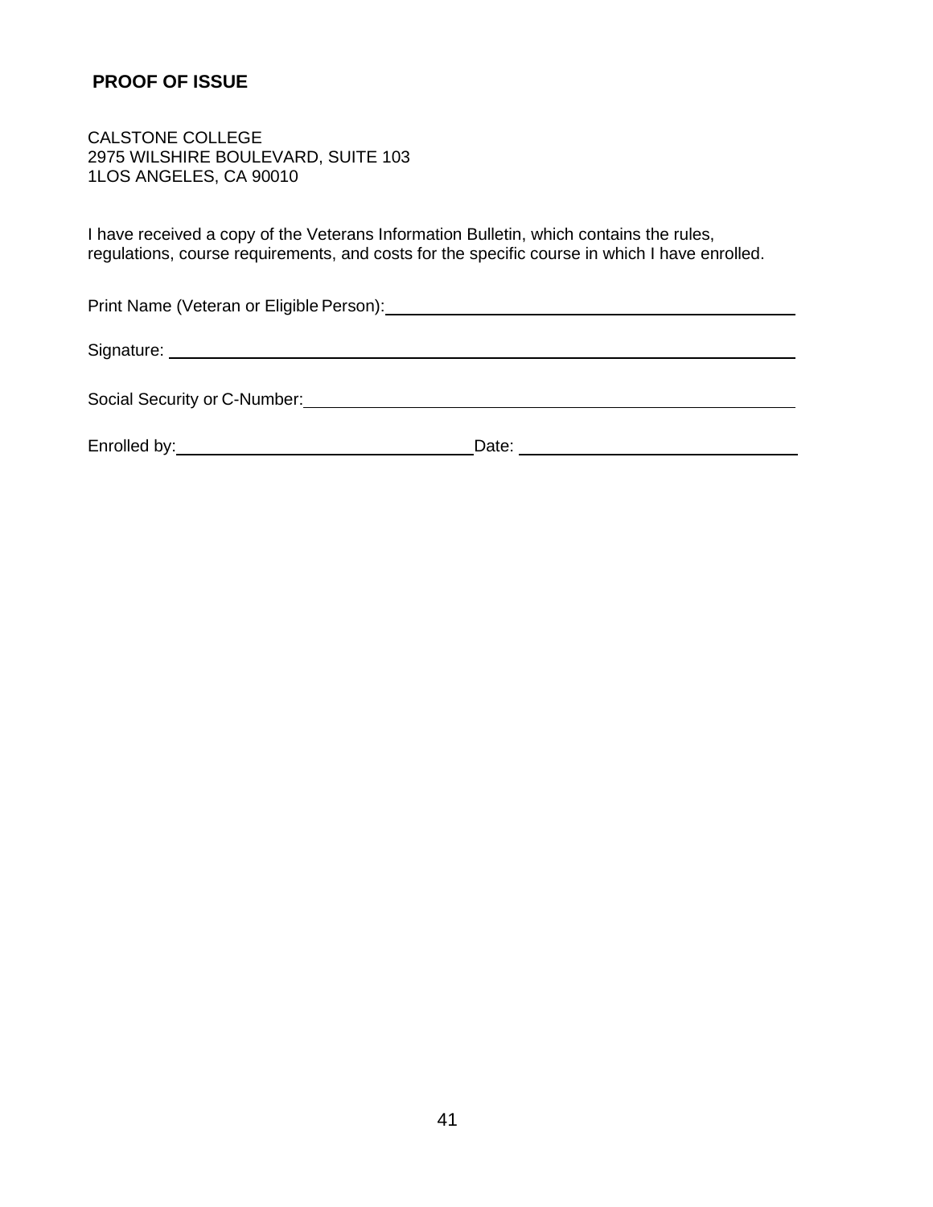## PROOF OF ISSUE

CALSTONE COLLEGE
2975 WILSHIRE BOULEVARD, SUITE 103
1LOS ANGELES, CA 90010

I have received a copy of the Veterans Information Bulletin, which contains the rules, regulations, course requirements, and costs for the specific course in which I have enrolled.

Print Name (Veteran or Eligible Person): ______________________________

Signature: ______________________________

Social Security or C-Number: ______________________________

Enrolled by: ______________________________ Date: ______________________________